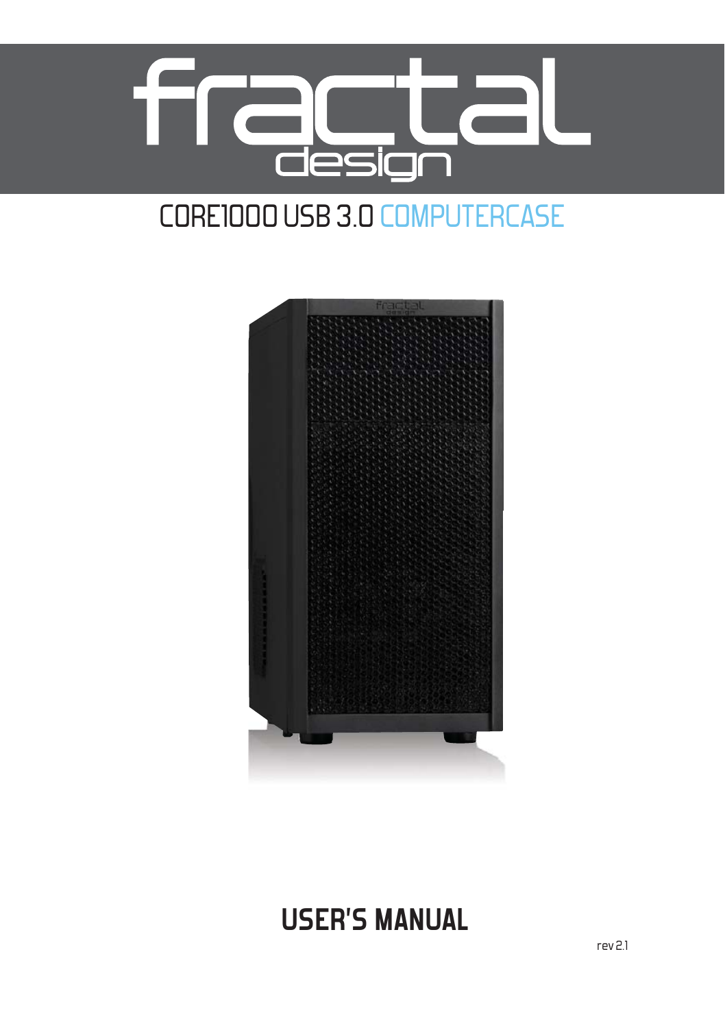# fractal design

## CORE1000 USB 3.0 COMPUTERCASE

# USER'S MANUAL

rev 2.1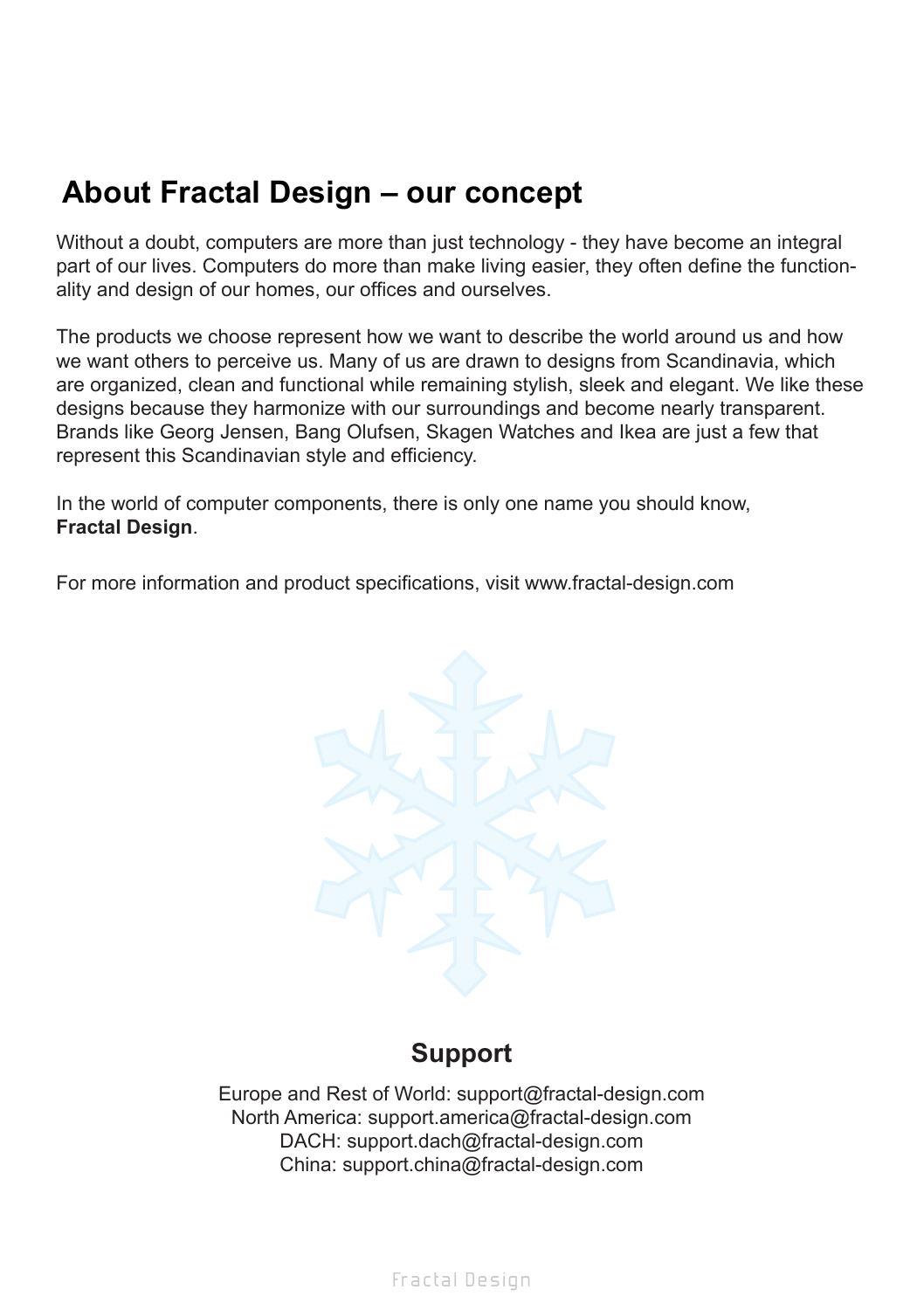# About Fractal Design – our concept

Without a doubt, computers are more than just technology - they have become an integral part of our lives. Computers do more than make living easier, they often define the functionality and design of our homes, our offices and ourselves.

The products we choose represent how we want to describe the world around us and how we want others to perceive us. Many of us are drawn to designs from Scandinavia, which are organized, clean and functional while remaining stylish, sleek and elegant. We like these designs because they harmonize with our surroundings and become nearly transparent. Brands like Georg Jensen, Bang Olufsen, Skagen Watches and Ikea are just a few that represent this Scandinavian style and efficiency.

In the world of computer components, there is only one name you should know, **Fractal Design**.

For more information and product specifications, visit www.fractal-design.com

## Support

Europe and Rest of World: support@fractal-design.com
North America: support.america@fractal-design.com
DACH: support.dach@fractal-design.com
China: support.china@fractal-design.com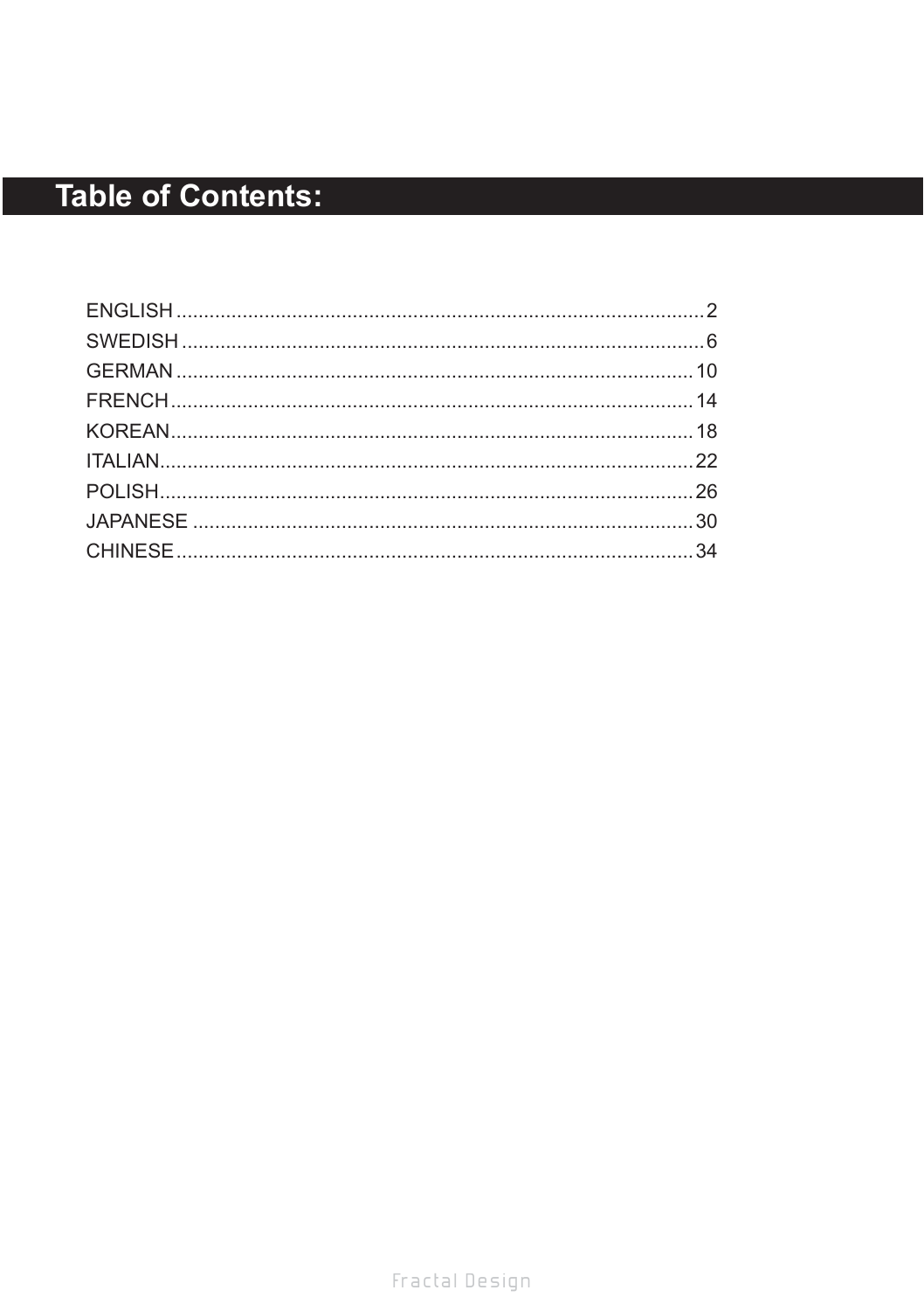# Table of Contents:

| | |
|---|---|
| ENGLISH | 2 |
| SWEDISH | 6 |
| GERMAN | 10 |
| FRENCH | 14 |
| KOREAN | 18 |
| ITALIAN | 22 |
| POLISH | 26 |
| JAPANESE | 30 |
| CHINESE | 34 |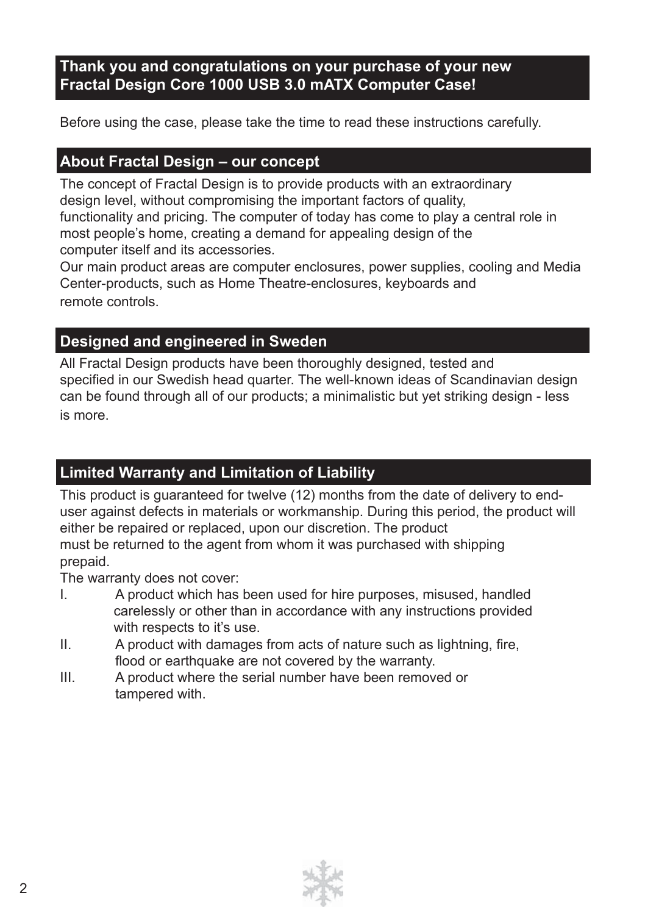## Thank you and congratulations on your purchase of your new Fractal Design Core 1000 USB 3.0 mATX Computer Case!

Before using the case, please take the time to read these instructions carefully.

## About Fractal Design – our concept

The concept of Fractal Design is to provide products with an extraordinary design level, without compromising the important factors of quality, functionality and pricing. The computer of today has come to play a central role in most people's home, creating a demand for appealing design of the computer itself and its accessories.
Our main product areas are computer enclosures, power supplies, cooling and Media Center-products, such as Home Theatre-enclosures, keyboards and remote controls.

## Designed and engineered in Sweden

All Fractal Design products have been thoroughly designed, tested and specified in our Swedish head quarter. The well-known ideas of Scandinavian design can be found through all of our products; a minimalistic but yet striking design - less is more.

## Limited Warranty and Limitation of Liability

This product is guaranteed for twelve (12) months from the date of delivery to end-user against defects in materials or workmanship. During this period, the product will either be repaired or replaced, upon our discretion. The product must be returned to the agent from whom it was purchased with shipping prepaid.
The warranty does not cover:

I. A product which has been used for hire purposes, misused, handled carelessly or other than in accordance with any instructions provided with respects to it's use.

II. A product with damages from acts of nature such as lightning, fire, flood or earthquake are not covered by the warranty.

III. A product where the serial number have been removed or tampered with.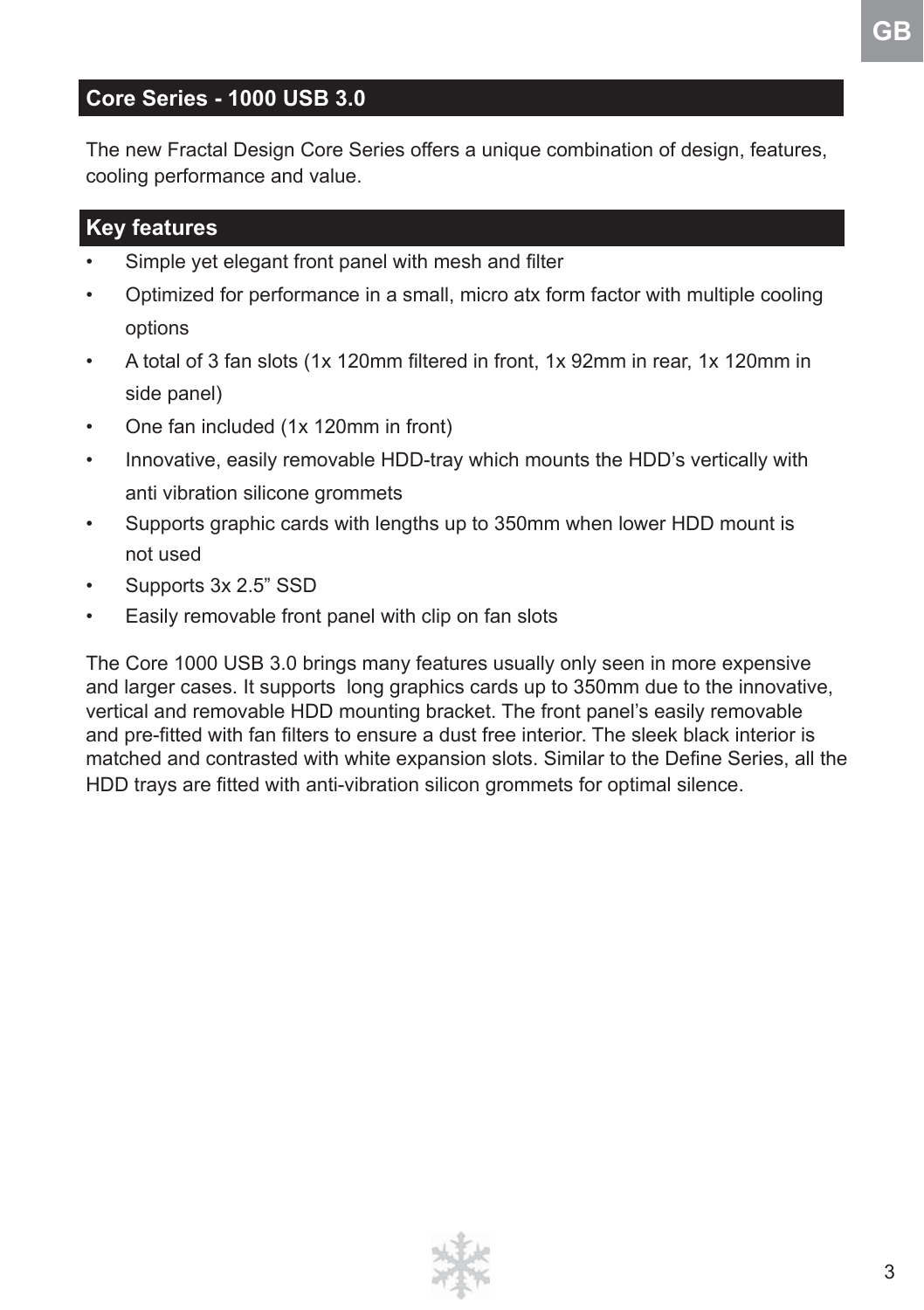## Core Series - 1000 USB 3.0

The new Fractal Design Core Series offers a unique combination of design, features, cooling performance and value.

## Key features

- Simple yet elegant front panel with mesh and filter
- Optimized for performance in a small, micro atx form factor with multiple cooling options
- A total of 3 fan slots (1x 120mm filtered in front, 1x 92mm in rear, 1x 120mm in side panel)
- One fan included (1x 120mm in front)
- Innovative, easily removable HDD-tray which mounts the HDD's vertically with anti vibration silicone grommets
- Supports graphic cards with lengths up to 350mm when lower HDD mount is not used
- Supports 3x 2.5" SSD
- Easily removable front panel with clip on fan slots

The Core 1000 USB 3.0 brings many features usually only seen in more expensive and larger cases. It supports long graphics cards up to 350mm due to the innovative, vertical and removable HDD mounting bracket. The front panel's easily removable and pre-fitted with fan filters to ensure a dust free interior. The sleek black interior is matched and contrasted with white expansion slots. Similar to the Define Series, all the HDD trays are fitted with anti-vibration silicon grommets for optimal silence.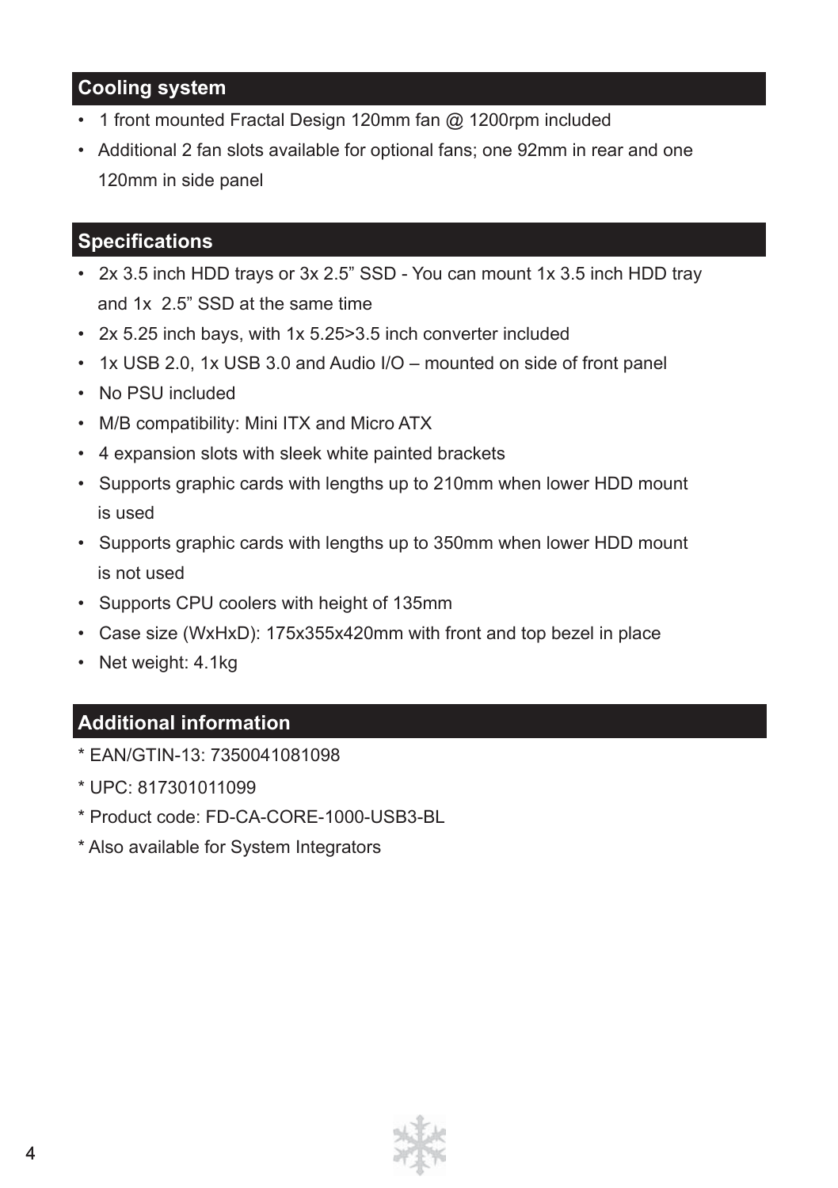## Cooling system

- 1 front mounted Fractal Design 120mm fan @ 1200rpm included
- Additional 2 fan slots available for optional fans; one 92mm in rear and one 120mm in side panel

## Specifications

- 2x 3.5 inch HDD trays or 3x 2.5” SSD - You can mount 1x 3.5 inch HDD tray and 1x 2.5” SSD at the same time
- 2x 5.25 inch bays, with 1x 5.25>3.5 inch converter included
- 1x USB 2.0, 1x USB 3.0 and Audio I/O – mounted on side of front panel
- No PSU included
- M/B compatibility: Mini ITX and Micro ATX
- 4 expansion slots with sleek white painted brackets
- Supports graphic cards with lengths up to 210mm when lower HDD mount is used
- Supports graphic cards with lengths up to 350mm when lower HDD mount is not used
- Supports CPU coolers with height of 135mm
- Case size (WxHxD): 175x355x420mm with front and top bezel in place
- Net weight: 4.1kg

## Additional information

* EAN/GTIN-13: 7350041081098
* UPC: 817301011099
* Product code: FD-CA-CORE-1000-USB3-BL
* Also available for System Integrators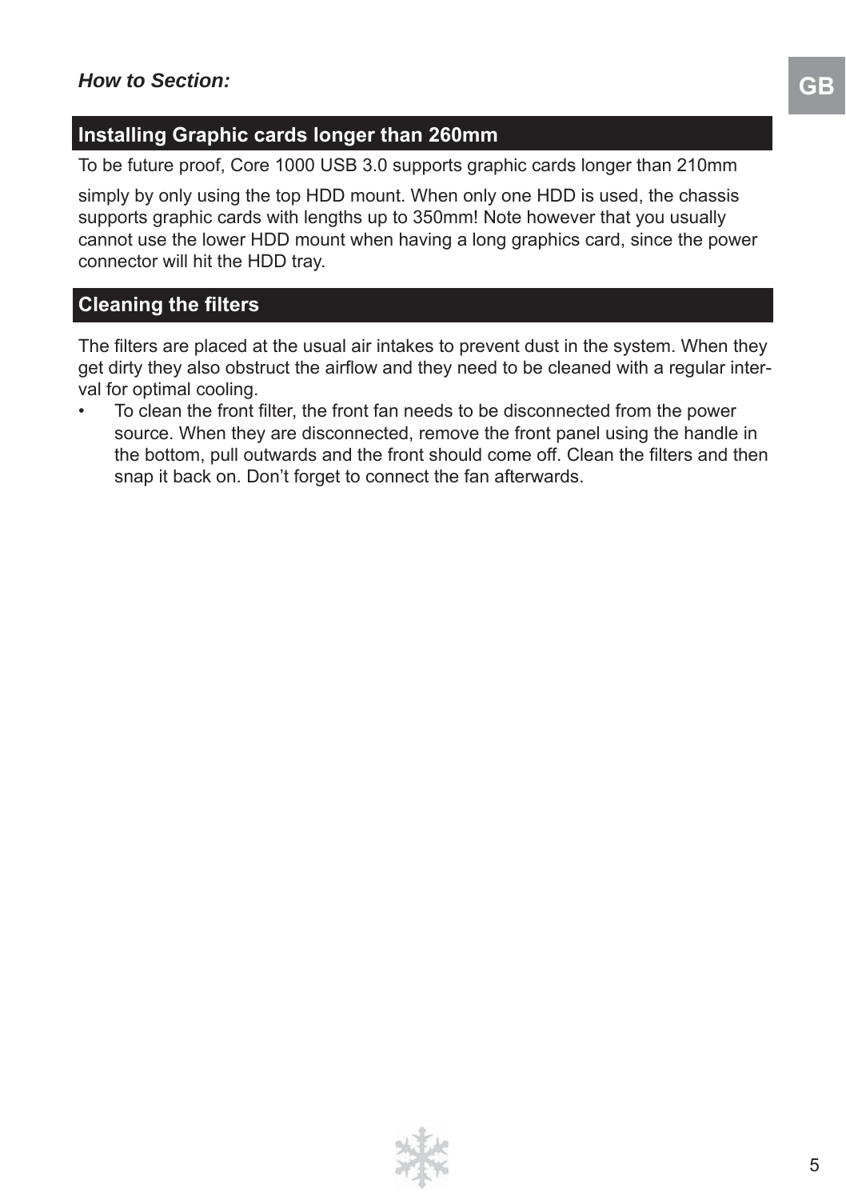*How to Section:*

## Installing Graphic cards longer than 260mm

To be future proof, Core 1000 USB 3.0 supports graphic cards longer than 210mm

simply by only using the top HDD mount. When only one HDD is used, the chassis supports graphic cards with lengths up to 350mm! Note however that you usually cannot use the lower HDD mount when having a long graphics card, since the power connector will hit the HDD tray.

## Cleaning the filters

The filters are placed at the usual air intakes to prevent dust in the system. When they get dirty they also obstruct the airflow and they need to be cleaned with a regular interval for optimal cooling.

- To clean the front filter, the front fan needs to be disconnected from the power source. When they are disconnected, remove the front panel using the handle in the bottom, pull outwards and the front should come off. Clean the filters and then snap it back on. Don't forget to connect the fan afterwards.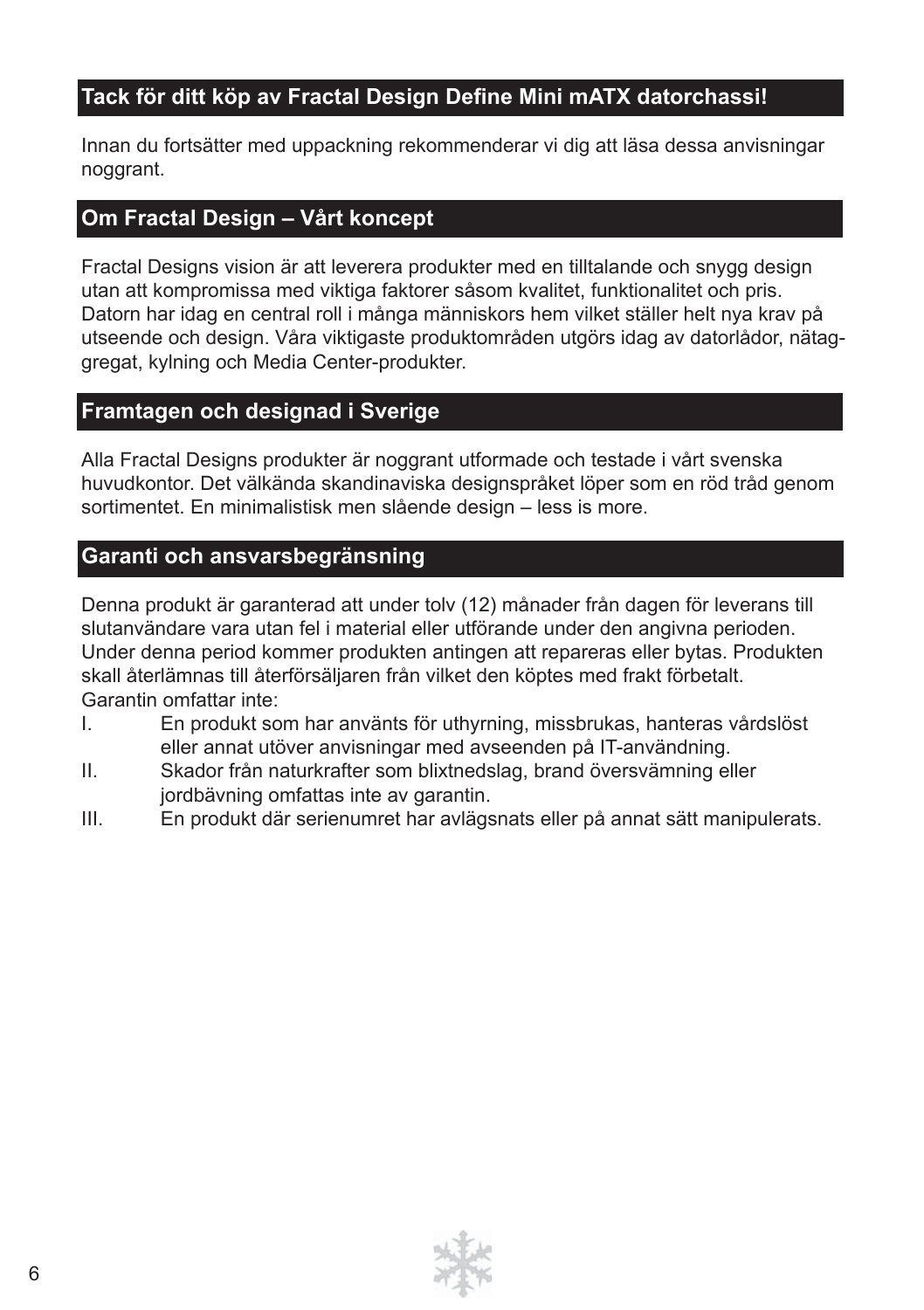## Tack för ditt köp av Fractal Design Define Mini mATX datorchassi!

Innan du fortsätter med uppackning rekommenderar vi dig att läsa dessa anvisningar noggrant.

## Om Fractal Design – Vårt koncept

Fractal Designs vision är att leverera produkter med en tilltalande och snygg design utan att kompromissa med viktiga faktorer såsom kvalitet, funktionalitet och pris. Datorn har idag en central roll i många människors hem vilket ställer helt nya krav på utseende och design. Våra viktigaste produktområden utgörs idag av datorlådor, nätaggregat, kylning och Media Center-produkter.

## Framtagen och designad i Sverige

Alla Fractal Designs produkter är noggrant utformade och testade i vårt svenska huvudkontor. Det välkända skandinaviska designspråket löper som en röd tråd genom sortimentet. En minimalistisk men slående design – less is more.

## Garanti och ansvarsbegränsning

Denna produkt är garanterad att under tolv (12) månader från dagen för leverans till slutanvändare vara utan fel i material eller utförande under den angivna perioden. Under denna period kommer produkten antingen att repareras eller bytas. Produkten skall återlämnas till återförsäljaren från vilket den köptes med frakt förbetalt.
Garantin omfattar inte:

I. En produkt som har använts för uthyrning, missbrukas, hanteras vårdslöst eller annat utöver anvisningar med avseenden på IT-användning.
II. Skador från naturkrafter som blixtnedslag, brand översvämning eller jordbävning omfattas inte av garantin.
III. En produkt där serienumret har avlägsnats eller på annat sätt manipulerats.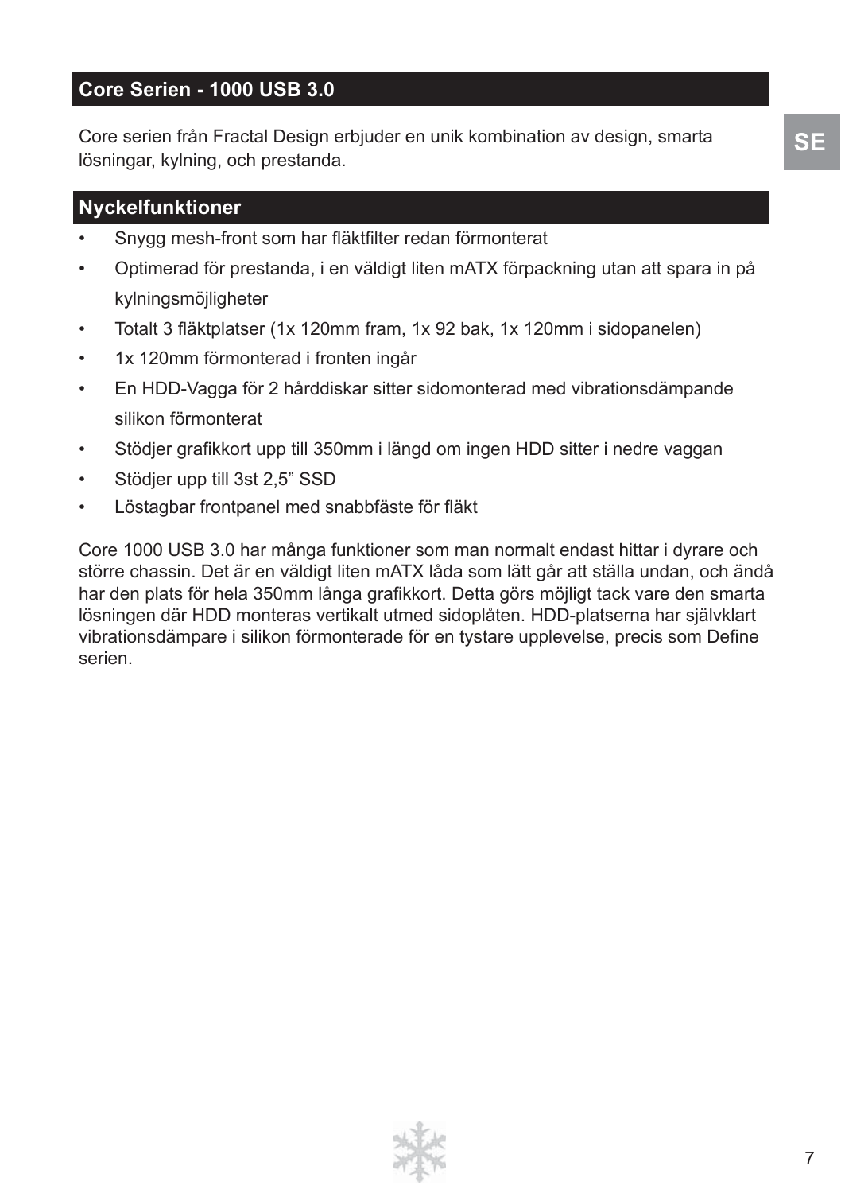## Core Serien - 1000 USB 3.0

Core serien från Fractal Design erbjuder en unik kombination av design, smarta lösningar, kylning, och prestanda.

## Nyckelfunktioner

- Snygg mesh-front som har fläktfilter redan förmonterat
- Optimerad för prestanda, i en väldigt liten mATX förpackning utan att spara in på kylningsmöjligheter
- Totalt 3 fläktplatser (1x 120mm fram, 1x 92 bak, 1x 120mm i sidopanelen)
- 1x 120mm förmonterad i fronten ingår
- En HDD-Vagga för 2 hårddiskar sitter sidomonterad med vibrationsdämpande silikon förmonterat
- Stödjer grafikkort upp till 350mm i längd om ingen HDD sitter i nedre vaggan
- Stödjer upp till 3st 2,5” SSD
- Löstagbar frontpanel med snabbfäste för fläkt

Core 1000 USB 3.0 har många funktioner som man normalt endast hittar i dyrare och större chassin. Det är en väldigt liten mATX låda som lätt går att ställa undan, och ändå har den plats för hela 350mm långa grafikkort. Detta görs möjligt tack vare den smarta lösningen där HDD monteras vertikalt utmed sidoplåten. HDD-platserna har självklart vibrationsdämpare i silikon förmonterade för en tystare upplevelse, precis som Define serien.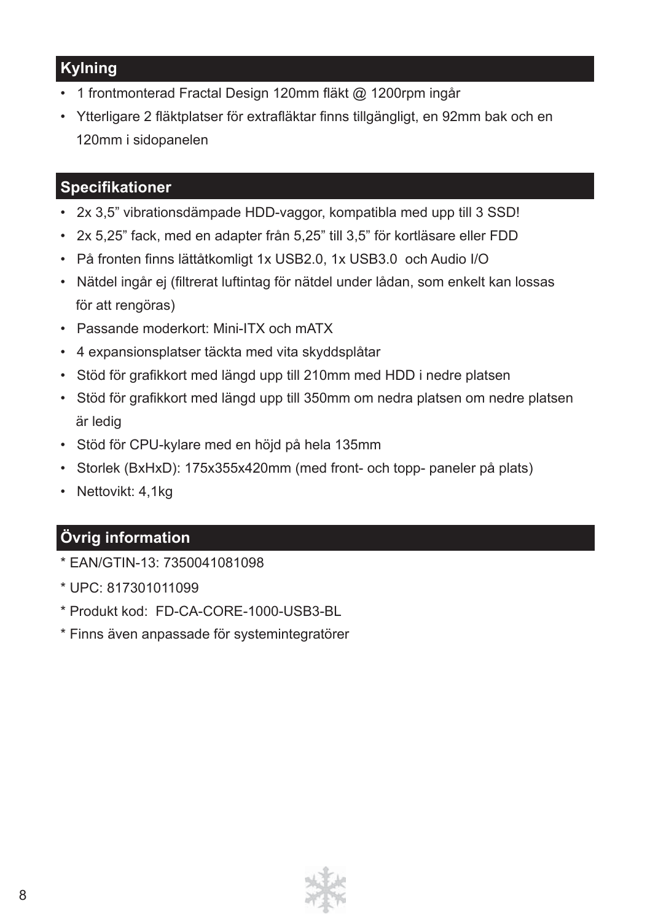## Kylning

- 1 frontmonterad Fractal Design 120mm fläkt @ 1200rpm ingår
- Ytterligare 2 fläktplatser för extrafläktar finns tillgängligt, en 92mm bak och en 120mm i sidopanelen

## Specifikationer

- 2x 3,5” vibrationsdämpade HDD-vaggor, kompatibla med upp till 3 SSD!
- 2x 5,25” fack, med en adapter från 5,25” till 3,5” för kortläsare eller FDD
- På fronten finns lättåtkomligt 1x USB2.0, 1x USB3.0 och Audio I/O
- Nätdel ingår ej (filtrerat luftintag för nätdel under lådan, som enkelt kan lossas för att rengöras)
- Passande moderkort: Mini-ITX och mATX
- 4 expansionsplatser täckta med vita skyddsplåtar
- Stöd för grafikkort med längd upp till 210mm med HDD i nedre platsen
- Stöd för grafikkort med längd upp till 350mm om nedra platsen om nedre platsen är ledig
- Stöd för CPU-kylare med en höjd på hela 135mm
- Storlek (BxHxD): 175x355x420mm (med front- och topp- paneler på plats)
- Nettovikt: 4,1kg

## Övrig information

* EAN/GTIN-13: 7350041081098
* UPC: 817301011099
* Produkt kod: FD-CA-CORE-1000-USB3-BL
* Finns även anpassade för systemintegratörer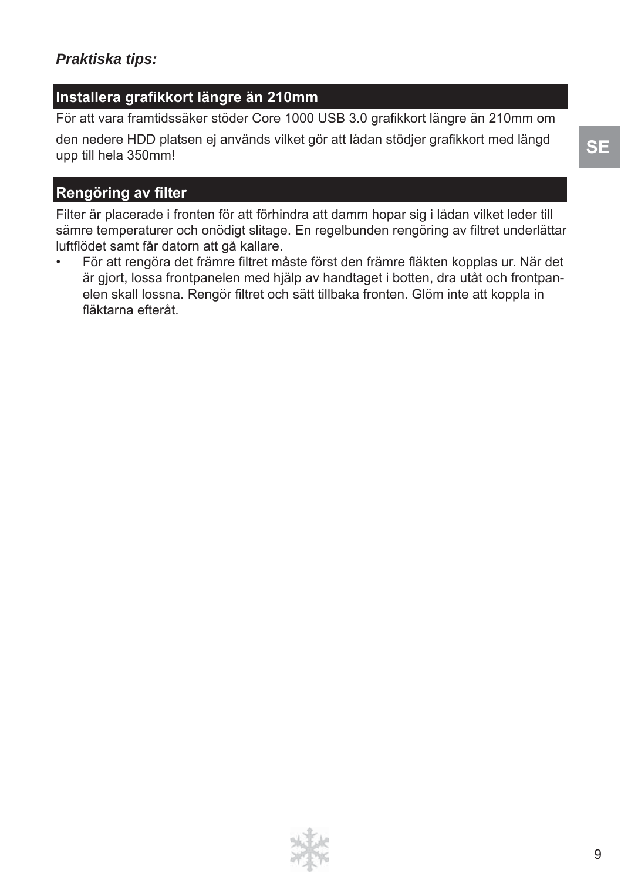*Praktiska tips:*

## Installera grafikkort längre än 210mm

För att vara framtidssäker stöder Core 1000 USB 3.0 grafikkort längre än 210mm om den nedere HDD platsen ej används vilket gör att lådan stödjer grafikkort med längd upp till hela 350mm!

## Rengöring av filter

Filter är placerade i fronten för att förhindra att damm hopar sig i lådan vilket leder till sämre temperaturer och onödigt slitage. En regelbunden rengöring av filtret underlättar luftflödet samt får datorn att gå kallare.

- För att rengöra det främre filtret måste först den främre fläkten kopplas ur. När det är gjort, lossa frontpanelen med hjälp av handtaget i botten, dra utåt och frontpanelen skall lossna. Rengör filtret och sätt tillbaka fronten. Glöm inte att koppla in fläktarna efteråt.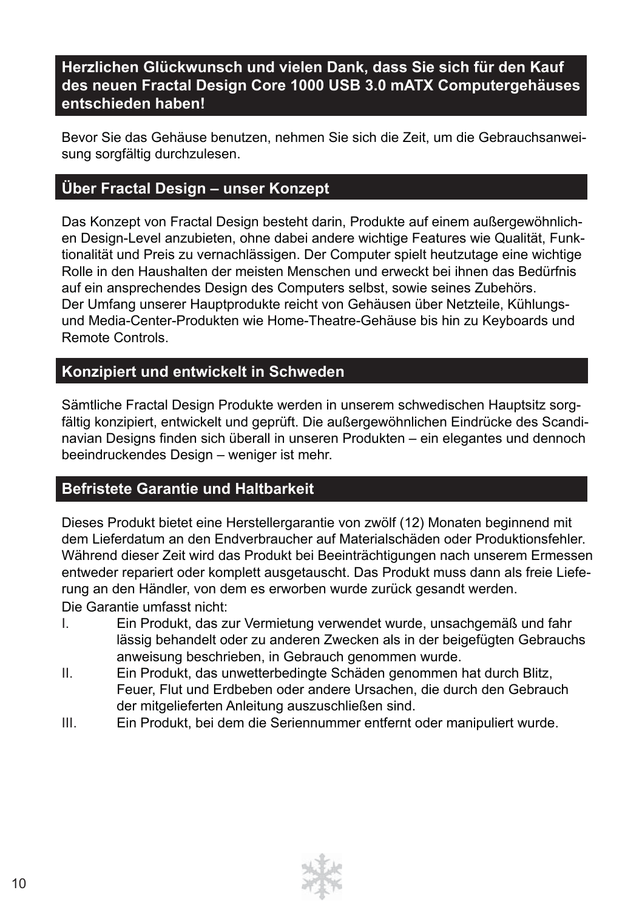## Herzlichen Glückwunsch und vielen Dank, dass Sie sich für den Kauf des neuen Fractal Design Core 1000 USB 3.0 mATX Computergehäuses entschieden haben!

Bevor Sie das Gehäuse benutzen, nehmen Sie sich die Zeit, um die Gebrauchsanweisung sorgfältig durchzulesen.

## Über Fractal Design – unser Konzept

Das Konzept von Fractal Design besteht darin, Produkte auf einem außergewöhnlichen Design-Level anzubieten, ohne dabei andere wichtige Features wie Qualität, Funktionalität und Preis zu vernachlässigen. Der Computer spielt heutzutage eine wichtige Rolle in den Haushalten der meisten Menschen und erweckt bei ihnen das Bedürfnis auf ein ansprechendes Design des Computers selbst, sowie seines Zubehörs.
Der Umfang unserer Hauptprodukte reicht von Gehäusen über Netzteile, Kühlungs- und Media-Center-Produkten wie Home-Theatre-Gehäuse bis hin zu Keyboards und Remote Controls.

## Konzipiert und entwickelt in Schweden

Sämtliche Fractal Design Produkte werden in unserem schwedischen Hauptsitz sorgfältig konzipiert, entwickelt und geprüft. Die außergewöhnlichen Eindrücke des Scandinavian Designs finden sich überall in unseren Produkten – ein elegantes und dennoch beeindruckendes Design – weniger ist mehr.

## Befristete Garantie und Haltbarkeit

Dieses Produkt bietet eine Herstellergarantie von zwölf (12) Monaten beginnend mit dem Lieferdatum an den Endverbraucher auf Materialschäden oder Produktionsfehler. Während dieser Zeit wird das Produkt bei Beeinträchtigungen nach unserem Ermessen entweder repariert oder komplett ausgetauscht. Das Produkt muss dann als freie Lieferung an den Händler, von dem es erworben wurde zurück gesandt werden.
Die Garantie umfasst nicht:

I. Ein Produkt, das zur Vermietung verwendet wurde, unsachgemäß und fahr lässig behandelt oder zu anderen Zwecken als in der beigefügten Gebrauchs anweisung beschrieben, in Gebrauch genommen wurde.
II. Ein Produkt, das unwetterbedingte Schäden genommen hat durch Blitz, Feuer, Flut und Erdbeben oder andere Ursachen, die durch den Gebrauch der mitgelieferten Anleitung auszuschließen sind.
III. Ein Produkt, bei dem die Seriennummer entfernt oder manipuliert wurde.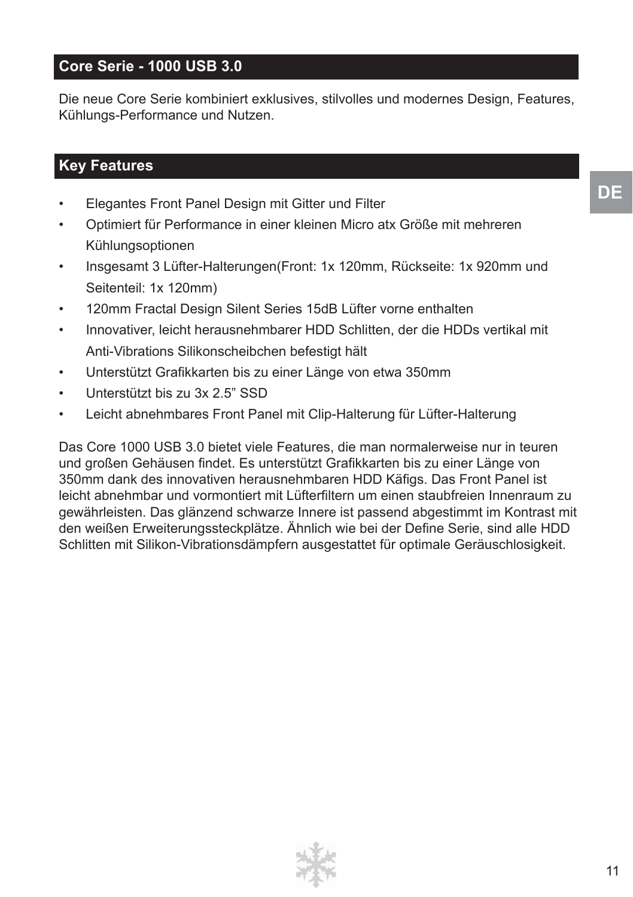## Core Serie - 1000 USB 3.0

Die neue Core Serie kombiniert exklusives, stilvolles und modernes Design, Features, Kühlungs-Performance und Nutzen.

## Key Features

- Elegantes Front Panel Design mit Gitter und Filter
- Optimiert für Performance in einer kleinen Micro atx Größe mit mehreren Kühlungsoptionen
- Insgesamt 3 Lüfter-Halterungen(Front: 1x 120mm, Rückseite: 1x 920mm und Seitenteil: 1x 120mm)
- 120mm Fractal Design Silent Series 15dB Lüfter vorne enthalten
- Innovativer, leicht herausnehmbarer HDD Schlitten, der die HDDs vertikal mit Anti-Vibrations Silikonscheibchen befestigt hält
- Unterstützt Grafikkarten bis zu einer Länge von etwa 350mm
- Unterstützt bis zu 3x 2.5” SSD
- Leicht abnehmbares Front Panel mit Clip-Halterung für Lüfter-Halterung

Das Core 1000 USB 3.0 bietet viele Features, die man normalerweise nur in teuren und großen Gehäusen findet. Es unterstützt Grafikkarten bis zu einer Länge von 350mm dank des innovativen herausnehmbaren HDD Käfigs. Das Front Panel ist leicht abnehmbar und vormontiert mit Lüfterfiltern um einen staubfreien Innenraum zu gewährleisten. Das glänzend schwarze Innere ist passend abgestimmt im Kontrast mit den weißen Erweiterungssteckplätze. Ähnlich wie bei der Define Serie, sind alle HDD Schlitten mit Silikon-Vibrationsdämpfern ausgestattet für optimale Geräuschlosigkeit.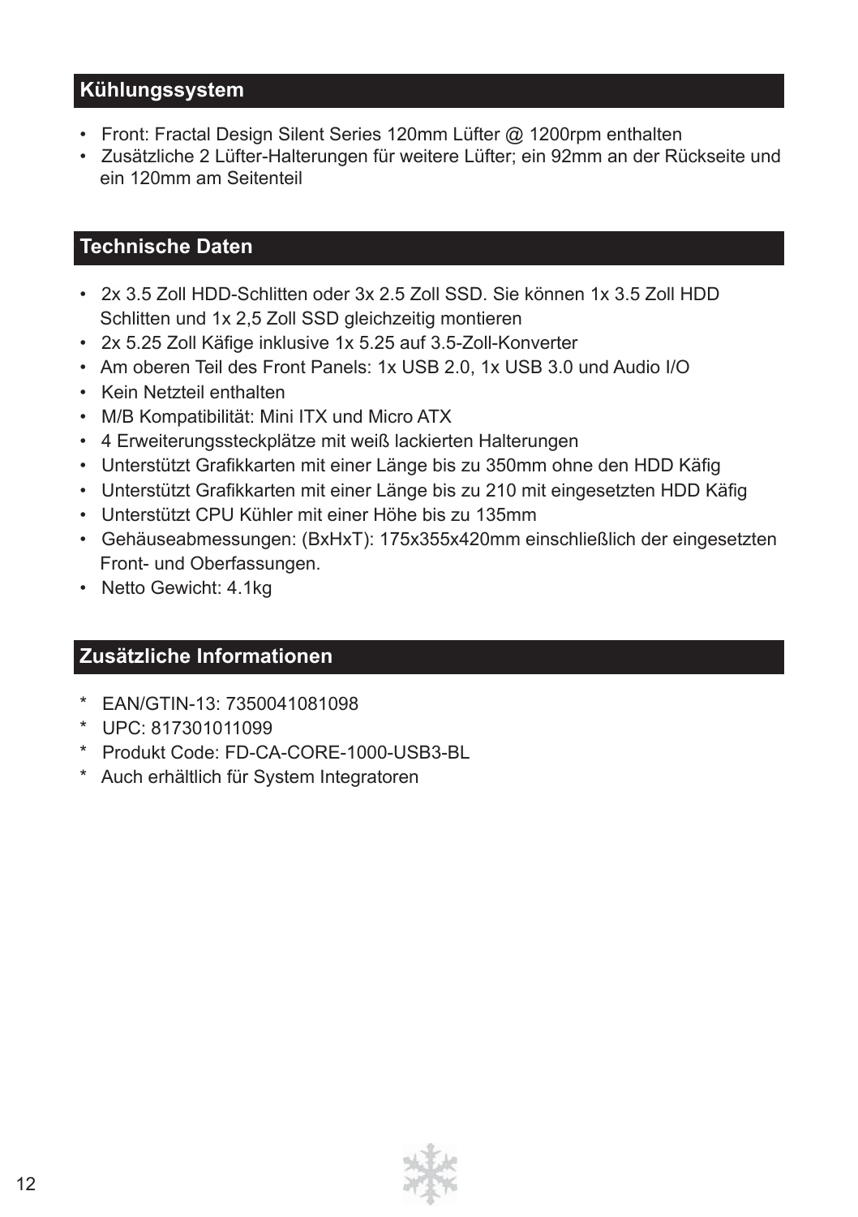## Kühlungssystem

- Front: Fractal Design Silent Series 120mm Lüfter @ 1200rpm enthalten
- Zusätzliche 2 Lüfter-Halterungen für weitere Lüfter; ein 92mm an der Rückseite und ein 120mm am Seitenteil

## Technische Daten

- 2x 3.5 Zoll HDD-Schlitten oder 3x 2.5 Zoll SSD. Sie können 1x 3.5 Zoll HDD Schlitten und 1x 2,5 Zoll SSD gleichzeitig montieren
- 2x 5.25 Zoll Käfige inklusive 1x 5.25 auf 3.5-Zoll-Konverter
- Am oberen Teil des Front Panels: 1x USB 2.0, 1x USB 3.0 und Audio I/O
- Kein Netzteil enthalten
- M/B Kompatibilität: Mini ITX und Micro ATX
- 4 Erweiterungssteckplätze mit weiß lackierten Halterungen
- Unterstützt Grafikkarten mit einer Länge bis zu 350mm ohne den HDD Käfig
- Unterstützt Grafikkarten mit einer Länge bis zu 210 mit eingesetzten HDD Käfig
- Unterstützt CPU Kühler mit einer Höhe bis zu 135mm
- Gehäuseabmessungen: (BxHxT): 175x355x420mm einschließlich der eingesetzten Front- und Oberfassungen.
- Netto Gewicht: 4.1kg

## Zusätzliche Informationen

* EAN/GTIN-13: 7350041081098
* UPC: 817301011099
* Produkt Code: FD-CA-CORE-1000-USB3-BL
* Auch erhältlich für System Integratoren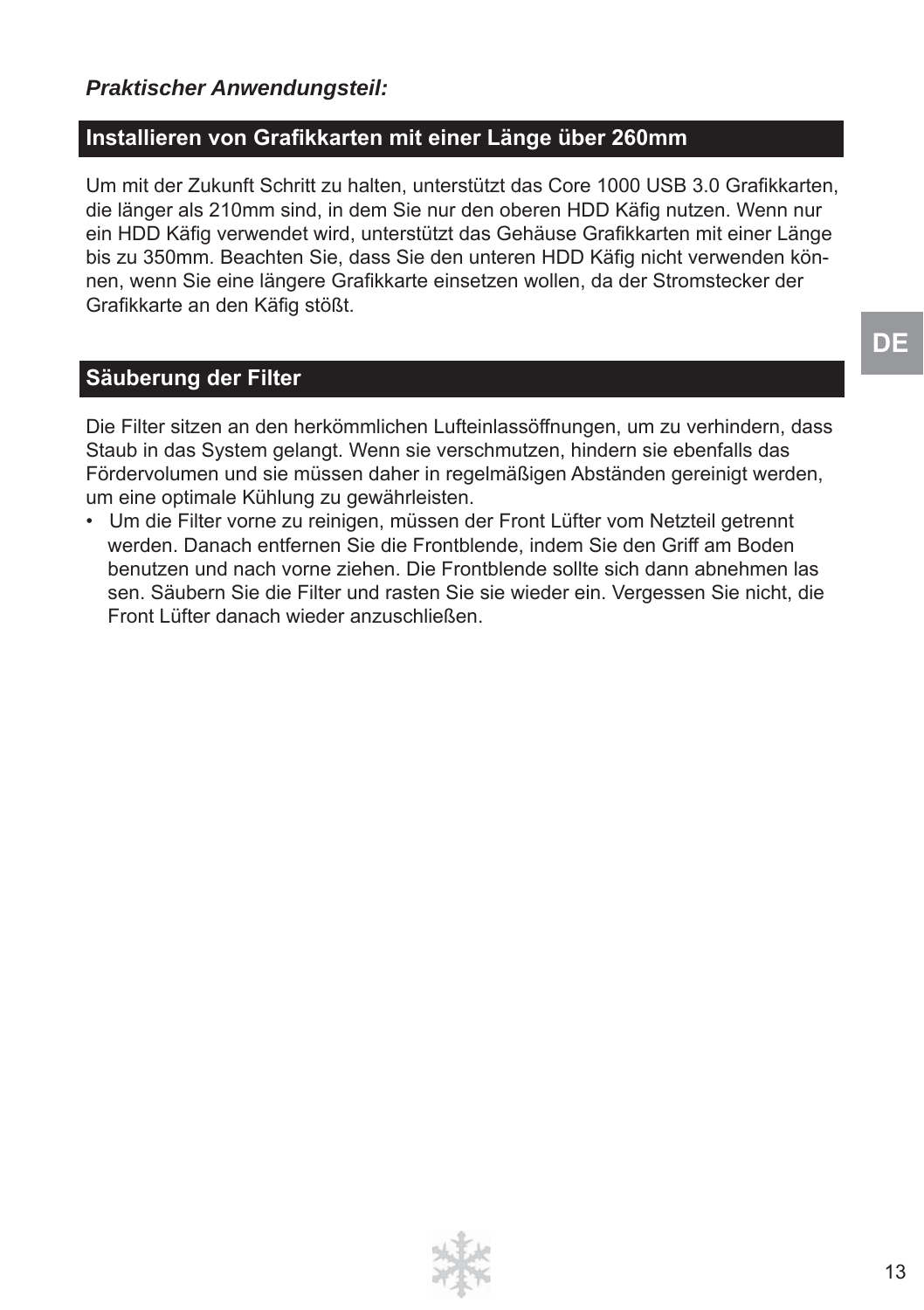***Praktischer Anwendungsteil:***

## Installieren von Grafikkarten mit einer Länge über 260mm

Um mit der Zukunft Schritt zu halten, unterstützt das Core 1000 USB 3.0 Grafikkarten, die länger als 210mm sind, in dem Sie nur den oberen HDD Käfig nutzen. Wenn nur ein HDD Käfig verwendet wird, unterstützt das Gehäuse Grafikkarten mit einer Länge bis zu 350mm. Beachten Sie, dass Sie den unteren HDD Käfig nicht verwenden können, wenn Sie eine längere Grafikkarte einsetzen wollen, da der Stromstecker der Grafikkarte an den Käfig stößt.

## Säuberung der Filter

Die Filter sitzen an den herkömmlichen Lufteinlassöffnungen, um zu verhindern, dass Staub in das System gelangt. Wenn sie verschmutzen, hindern sie ebenfalls das Fördervolumen und sie müssen daher in regelmäßigen Abständen gereinigt werden, um eine optimale Kühlung zu gewährleisten.

- Um die Filter vorne zu reinigen, müssen der Front Lüfter vom Netzteil getrennt werden. Danach entfernen Sie die Frontblende, indem Sie den Griff am Boden benutzen und nach vorne ziehen. Die Frontblende sollte sich dann abnehmen lassen. Säubern Sie die Filter und rasten Sie sie wieder ein. Vergessen Sie nicht, die Front Lüfter danach wieder anzuschließen.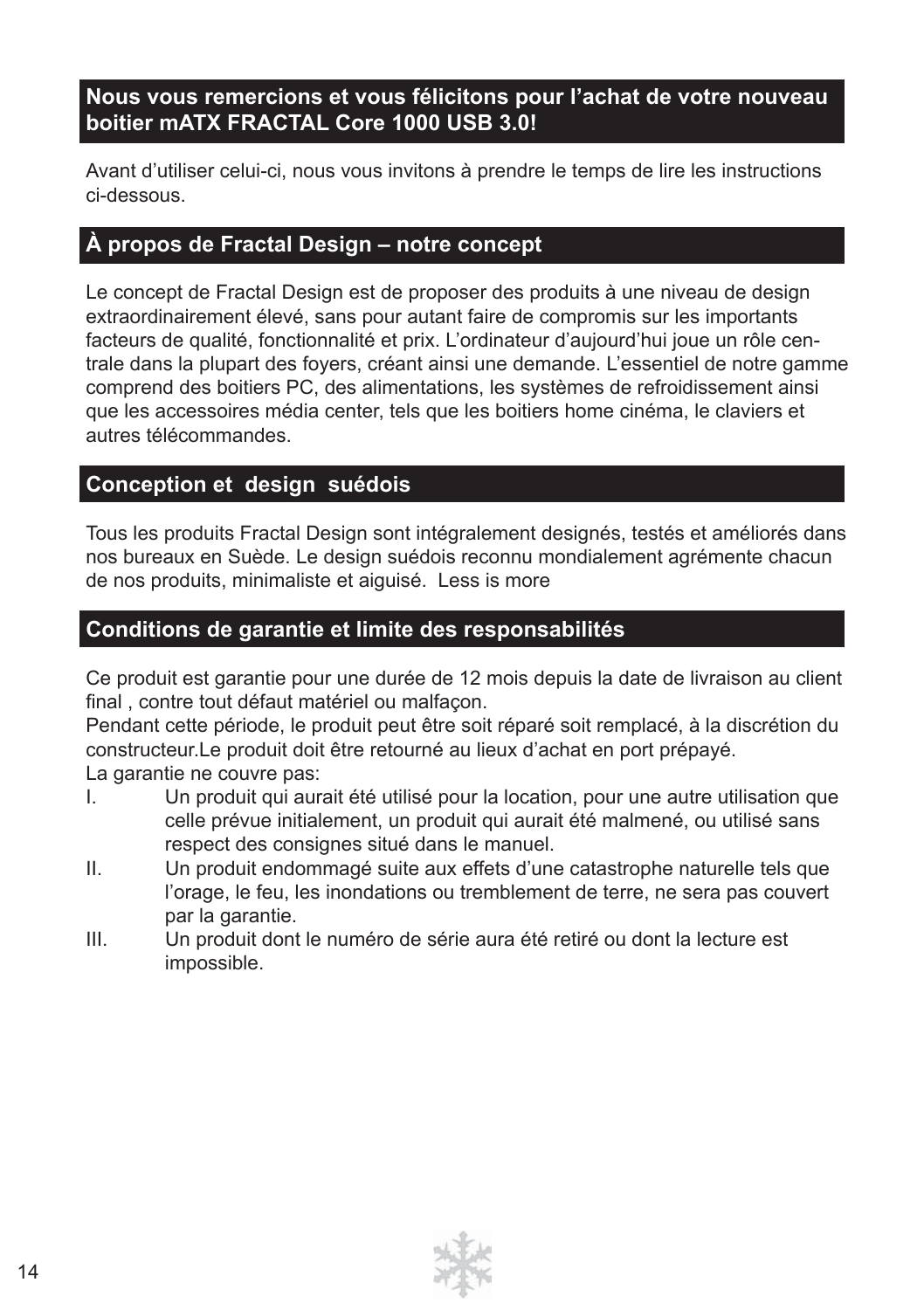## Nous vous remercions et vous félicitons pour l'achat de votre nouveau boitier mATX FRACTAL Core 1000 USB 3.0!

Avant d'utiliser celui-ci, nous vous invitons à prendre le temps de lire les instructions ci-dessous.

## À propos de Fractal Design – notre concept

Le concept de Fractal Design est de proposer des produits à une niveau de design extraordinairement élevé, sans pour autant faire de compromis sur les importants facteurs de qualité, fonctionnalité et prix. L'ordinateur d'aujourd'hui joue un rôle centrale dans la plupart des foyers, créant ainsi une demande. L'essentiel de notre gamme comprend des boitiers PC, des alimentations, les systèmes de refroidissement ainsi que les accessoires média center, tels que les boitiers home cinéma, le claviers et autres télécommandes.

## Conception et design suédois

Tous les produits Fractal Design sont intégralement designés, testés et améliorés dans nos bureaux en Suède. Le design suédois reconnu mondialement agrémente chacun de nos produits, minimaliste et aiguisé. Less is more

## Conditions de garantie et limite des responsabilités

Ce produit est garantie pour une durée de 12 mois depuis la date de livraison au client final , contre tout défaut matériel ou malfaçon.
Pendant cette période, le produit peut être soit réparé soit remplacé, à la discrétion du constructeur.Le produit doit être retourné au lieux d'achat en port prépayé.
La garantie ne couvre pas:

I. Un produit qui aurait été utilisé pour la location, pour une autre utilisation que celle prévue initialement, un produit qui aurait été malmené, ou utilisé sans respect des consignes situé dans le manuel.

II. Un produit endommagé suite aux effets d'une catastrophe naturelle tels que l'orage, le feu, les inondations ou tremblement de terre, ne sera pas couvert par la garantie.

III. Un produit dont le numéro de série aura été retiré ou dont la lecture est impossible.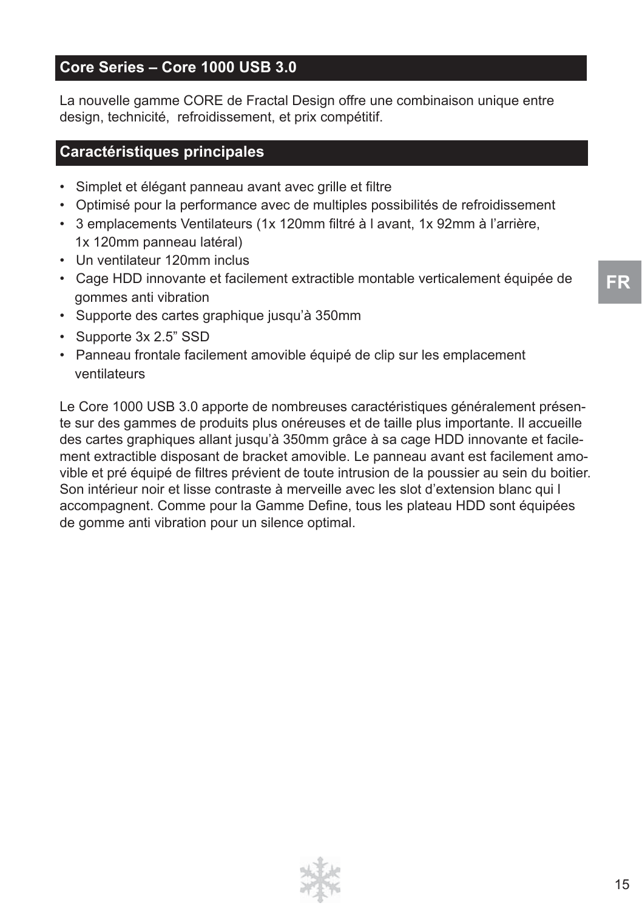## Core Series – Core 1000 USB 3.0

La nouvelle gamme CORE de Fractal Design offre une combinaison unique entre design, technicité, refroidissement, et prix compétitif.

## Caractéristiques principales

- Simplet et élégant panneau avant avec grille et filtre
- Optimisé pour la performance avec de multiples possibilités de refroidissement
- 3 emplacements Ventilateurs (1x 120mm filtré à l avant, 1x 92mm à l'arrière, 1x 120mm panneau latéral)
- Un ventilateur 120mm inclus
- Cage HDD innovante et facilement extractible montable verticalement équipée de gommes anti vibration
- Supporte des cartes graphique jusqu'à 350mm
- Supporte 3x 2.5" SSD
- Panneau frontale facilement amovible équipé de clip sur les emplacement ventilateurs

Le Core 1000 USB 3.0 apporte de nombreuses caractéristiques généralement présente sur des gammes de produits plus onéreuses et de taille plus importante. Il accueille des cartes graphiques allant jusqu'à 350mm grâce à sa cage HDD innovante et facilement extractible disposant de bracket amovible. Le panneau avant est facilement amovible et pré équipé de filtres prévient de toute intrusion de la poussier au sein du boitier. Son intérieur noir et lisse contraste à merveille avec les slot d'extension blanc qui l accompagnent. Comme pour la Gamme Define, tous les plateau HDD sont équipées de gomme anti vibration pour un silence optimal.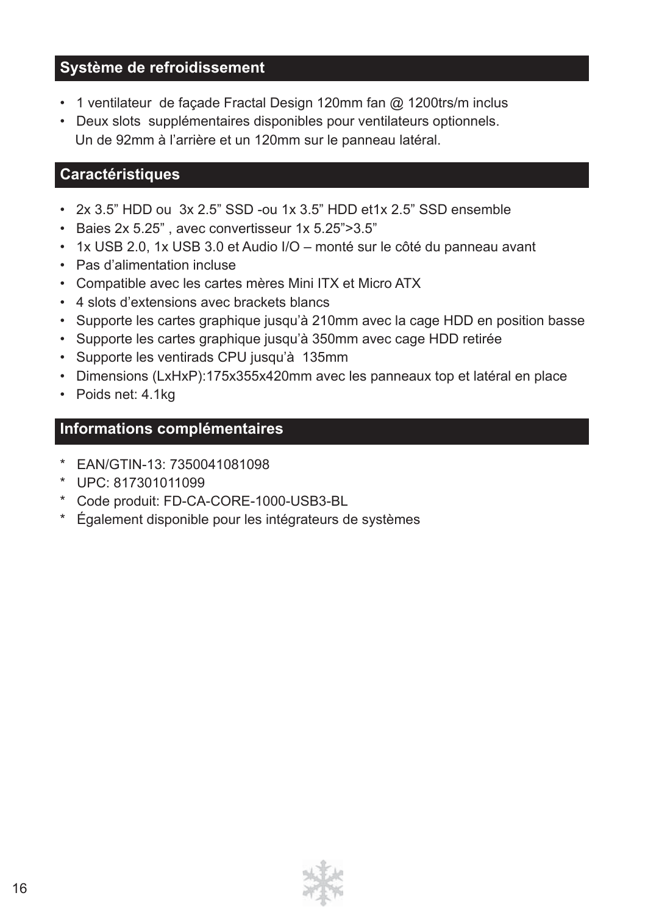## Système de refroidissement

- 1 ventilateur de façade Fractal Design 120mm fan @ 1200trs/m inclus
- Deux slots supplémentaires disponibles pour ventilateurs optionnels.
  Un de 92mm à l'arrière et un 120mm sur le panneau latéral.

## Caractéristiques

- 2x 3.5" HDD ou 3x 2.5" SSD -ou 1x 3.5" HDD et1x 2.5" SSD ensemble
- Baies 2x 5.25" , avec convertisseur 1x 5.25">3.5"
- 1x USB 2.0, 1x USB 3.0 et Audio I/O – monté sur le côté du panneau avant
- Pas d'alimentation incluse
- Compatible avec les cartes mères Mini ITX et Micro ATX
- 4 slots d'extensions avec brackets blancs
- Supporte les cartes graphique jusqu'à 210mm avec la cage HDD en position basse
- Supporte les cartes graphique jusqu'à 350mm avec cage HDD retirée
- Supporte les ventirads CPU jusqu'à 135mm
- Dimensions (LxHxP):175x355x420mm avec les panneaux top et latéral en place
- Poids net: 4.1kg

## Informations complémentaires

* EAN/GTIN-13: 7350041081098
* UPC: 817301011099
* Code produit: FD-CA-CORE-1000-USB3-BL
* Également disponible pour les intégrateurs de systèmes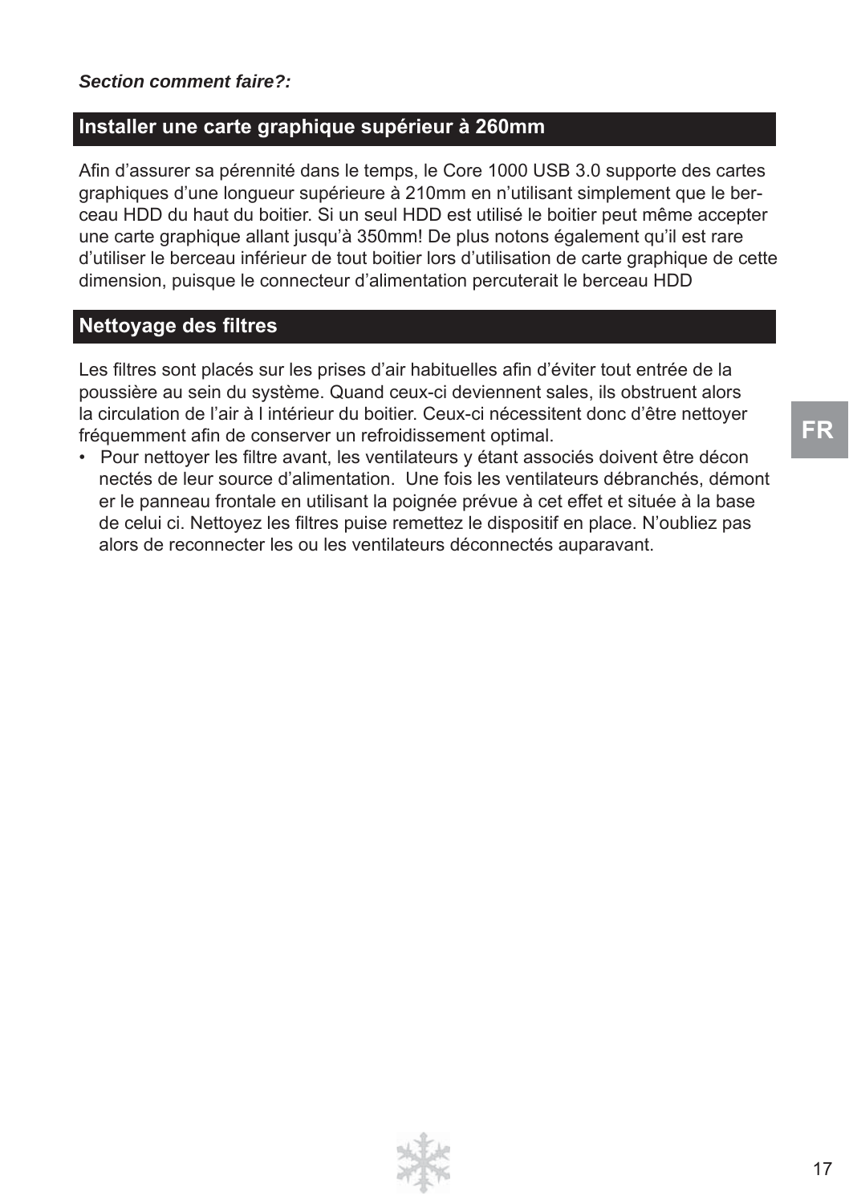***Section comment faire?:***

## Installer une carte graphique supérieur à 260mm

Afin d'assurer sa pérennité dans le temps, le Core 1000 USB 3.0 supporte des cartes graphiques d'une longueur supérieure à 210mm en n'utilisant simplement que le berceau HDD du haut du boitier. Si un seul HDD est utilisé le boitier peut même accepter une carte graphique allant jusqu'à 350mm! De plus notons également qu'il est rare d'utiliser le berceau inférieur de tout boitier lors d'utilisation de carte graphique de cette dimension, puisque le connecteur d'alimentation percuterait le berceau HDD

## Nettoyage des filtres

Les filtres sont placés sur les prises d'air habituelles afin d'éviter tout entrée de la poussière au sein du système. Quand ceux-ci deviennent sales, ils obstruent alors la circulation de l'air à l intérieur du boitier. Ceux-ci nécessitent donc d'être nettoyer fréquemment afin de conserver un refroidissement optimal.

- Pour nettoyer les filtre avant, les ventilateurs y étant associés doivent être déconnectés de leur source d'alimentation. Une fois les ventilateurs débranchés, démonter le panneau frontale en utilisant la poignée prévue à cet effet et située à la base de celui ci. Nettoyez les filtres puise remettez le dispositif en place. N'oubliez pas alors de reconnecter les ou les ventilateurs déconnectés auparavant.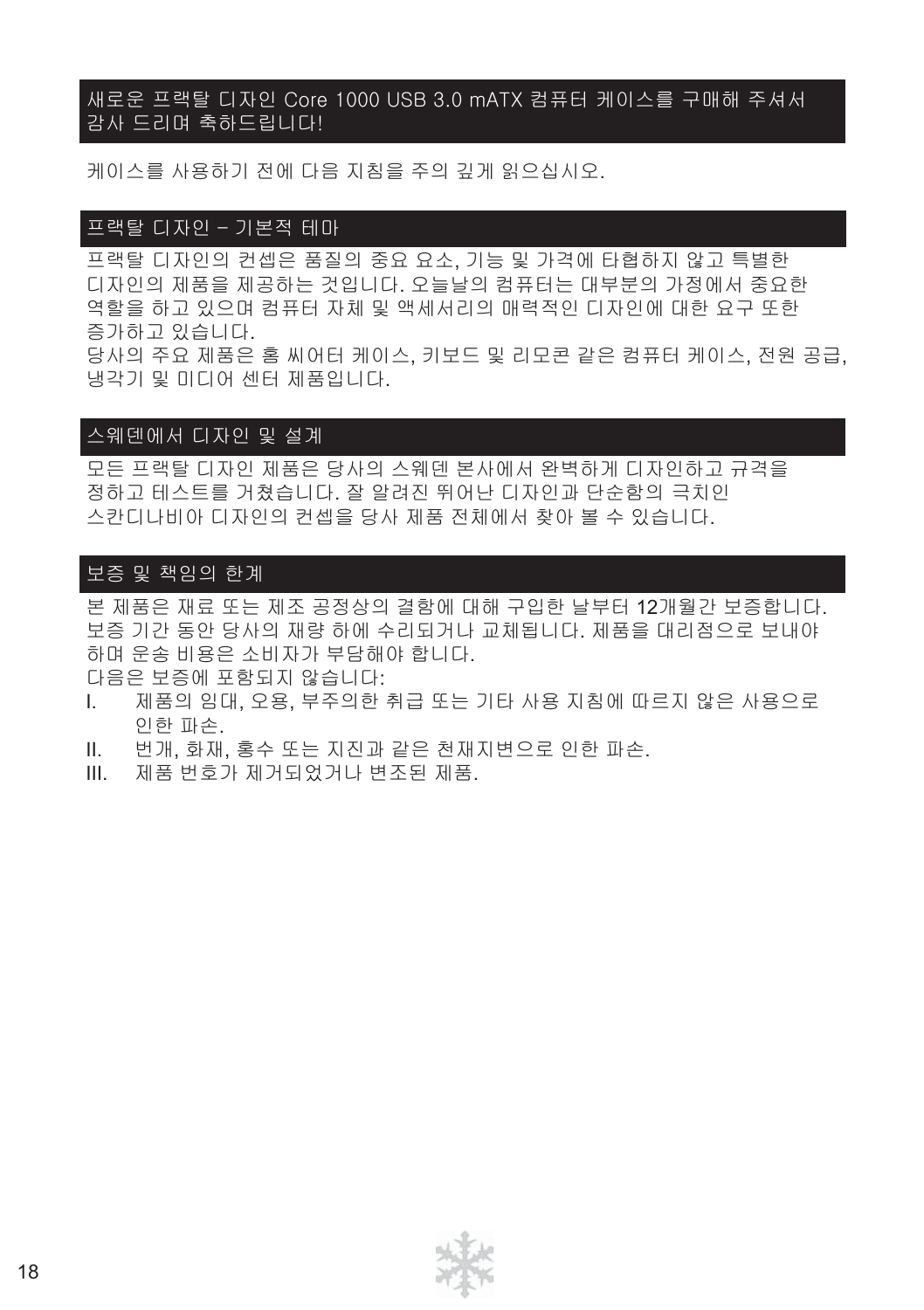## 새로운 프랙탈 디자인 Core 1000 USB 3.0 mATX 컴퓨터 케이스를 구매해 주셔서 감사 드리며 축하드립니다!

케이스를 사용하기 전에 다음 지침을 주의 깊게 읽으십시오.

## 프랙탈 디자인 – 기본적 테마

프랙탈 디자인의 컨셉은 품질의 중요 요소, 기능 및 가격에 타협하지 않고 특별한 디자인의 제품을 제공하는 것입니다. 오늘날의 컴퓨터는 대부분의 가정에서 중요한 역할을 하고 있으며 컴퓨터 자체 및 액세서리의 매력적인 디자인에 대한 요구 또한 증가하고 있습니다.
당사의 주요 제품은 홈 씨어터 케이스, 키보드 및 리모콘 같은 컴퓨터 케이스, 전원 공급, 냉각기 및 미디어 센터 제품입니다.

## 스웨덴에서 디자인 및 설계

모든 프랙탈 디자인 제품은 당사의 스웨덴 본사에서 완벽하게 디자인하고 규격을 정하고 테스트를 거쳤습니다. 잘 알려진 뛰어난 디자인과 단순함의 극치인 스칸디나비아 디자인의 컨셉을 당사 제품 전체에서 찾아 볼 수 있습니다.

## 보증 및 책임의 한계

본 제품은 재료 또는 제조 공정상의 결함에 대해 구입한 날부터 12개월간 보증합니다. 보증 기간 동안 당사의 재량 하에 수리되거나 교체됩니다. 제품을 대리점으로 보내야 하며 운송 비용은 소비자가 부담해야 합니다.
다음은 보증에 포함되지 않습니다:

I. 제품의 임대, 오용, 부주의한 취급 또는 기타 사용 지침에 따르지 않은 사용으로 인한 파손.
II. 번개, 화재, 홍수 또는 지진과 같은 천재지변으로 인한 파손.
III. 제품 번호가 제거되었거나 변조된 제품.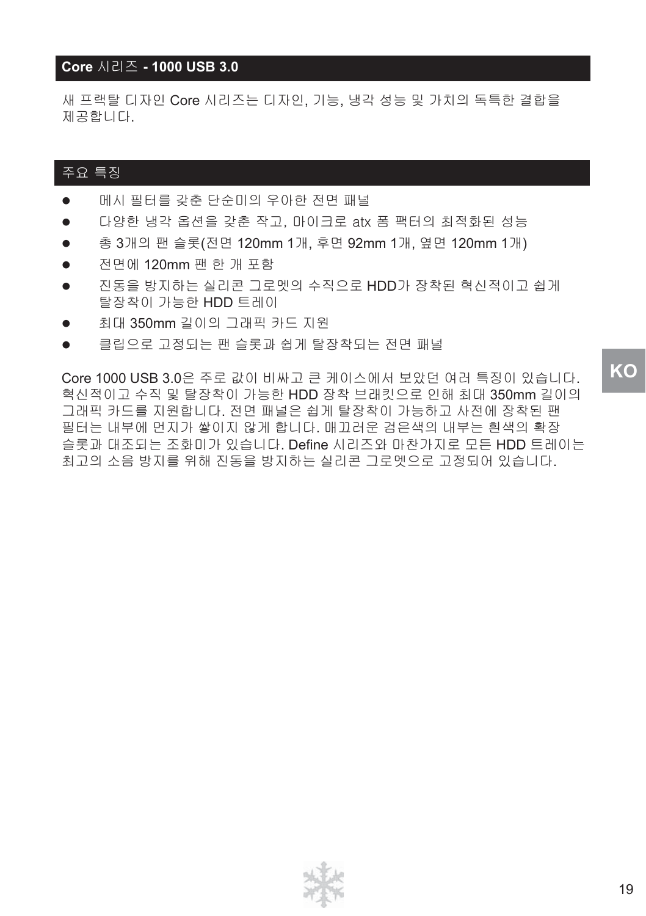## **Core** 시리즈 **- 1000 USB 3.0**

새 프랙탈 디자인 Core 시리즈는 디자인, 기능, 냉각 성능 및 가치의 독특한 결합을 제공합니다.

## 주요 특징

- 메시 필터를 갖춘 단순미의 우아한 전면 패널
- 다양한 냉각 옵션을 갖춘 작고, 마이크로 atx 폼 팩터의 최적화된 성능
- 총 3개의 팬 슬롯(전면 120mm 1개, 후면 92mm 1개, 옆면 120mm 1개)
- 전면에 120mm 팬 한 개 포함
- 진동을 방지하는 실리콘 그로멧의 수직으로 HDD가 장착된 혁신적이고 쉽게 탈장착이 가능한 HDD 트레이
- 최대 350mm 길이의 그래픽 카드 지원
- 클립으로 고정되는 팬 슬롯과 쉽게 탈장착되는 전면 패널

Core 1000 USB 3.0은 주로 값이 비싸고 큰 케이스에서 보았던 여러 특징이 있습니다. 혁신적이고 수직 및 탈장착이 가능한 HDD 장착 브래킷으로 인해 최대 350mm 길이의 그래픽 카드를 지원합니다. 전면 패널은 쉽게 탈장착이 가능하고 사전에 장착된 팬 필터는 내부에 먼지가 쌓이지 않게 합니다. 매끄러운 검은색의 내부는 흰색의 확장 슬롯과 대조되는 조화미가 있습니다. Define 시리즈와 마찬가지로 모든 HDD 트레이는 최고의 소음 방지를 위해 진동을 방지하는 실리콘 그로멧으로 고정되어 있습니다.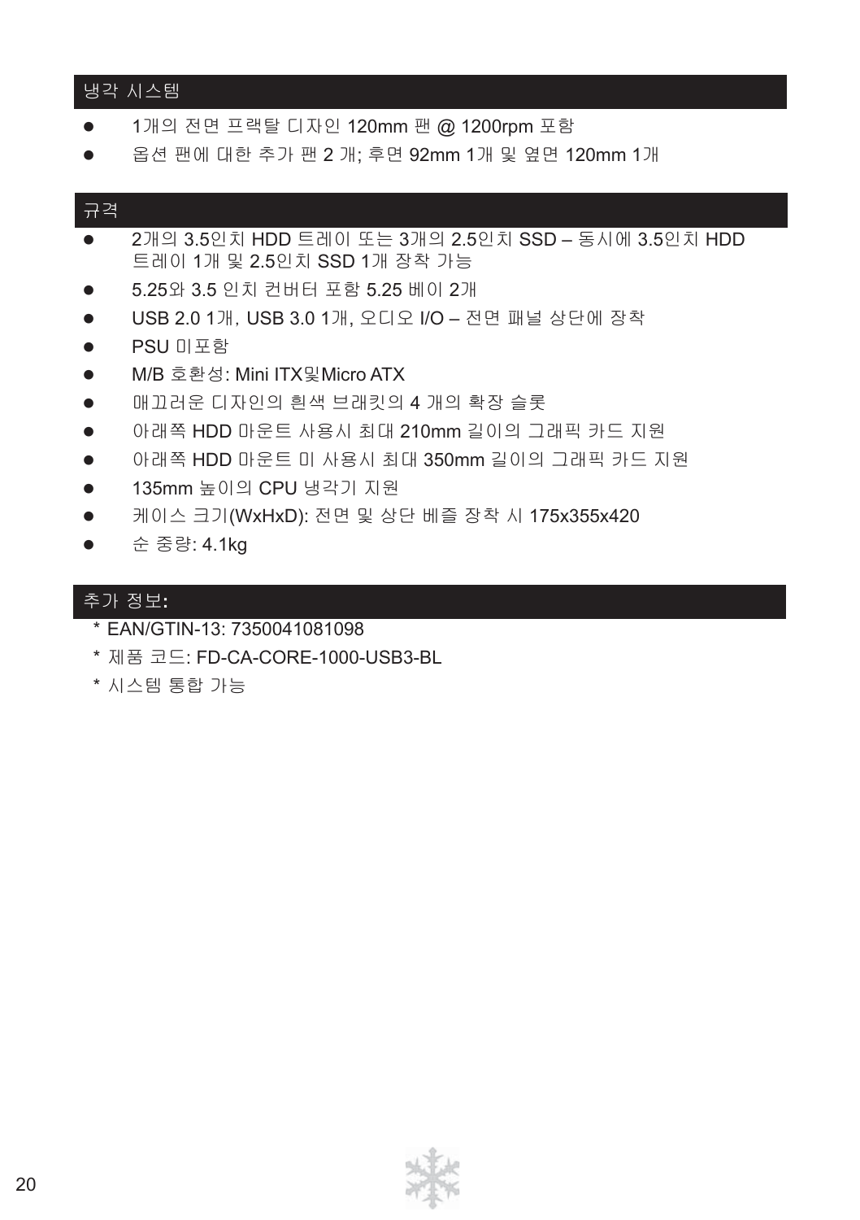## 냉각 시스템

- 1개의 전면 프랙탈 디자인 120mm 팬 @ 1200rpm 포함
- 옵션 팬에 대한 추가 팬 2 개; 후면 92mm 1개 및 옆면 120mm 1개

## 규격

- 2개의 3.5인치 HDD 트레이 또는 3개의 2.5인치 SSD – 동시에 3.5인치 HDD 트레이 1개 및 2.5인치 SSD 1개 장착 가능
- 5.25와 3.5 인치 컨버터 포함 5.25 베이 2개
- USB 2.0 1개, USB 3.0 1개, 오디오 I/O – 전면 패널 상단에 장착
- PSU 미포함
- M/B 호환성: Mini ITX및Micro ATX
- 매끄러운 디자인의 흰색 브래킷의 4 개의 확장 슬롯
- 아래쪽 HDD 마운트 사용시 최대 210mm 길이의 그래픽 카드 지원
- 아래쪽 HDD 마운트 미 사용시 최대 350mm 길이의 그래픽 카드 지원
- 135mm 높이의 CPU 냉각기 지원
- 케이스 크기(WxHxD): 전면 및 상단 베즐 장착 시 175x355x420
- 순 중량: 4.1kg

## 추가 정보:

\* EAN/GTIN-13: 7350041081098
\* 제품 코드: FD-CA-CORE-1000-USB3-BL
\* 시스템 통합 가능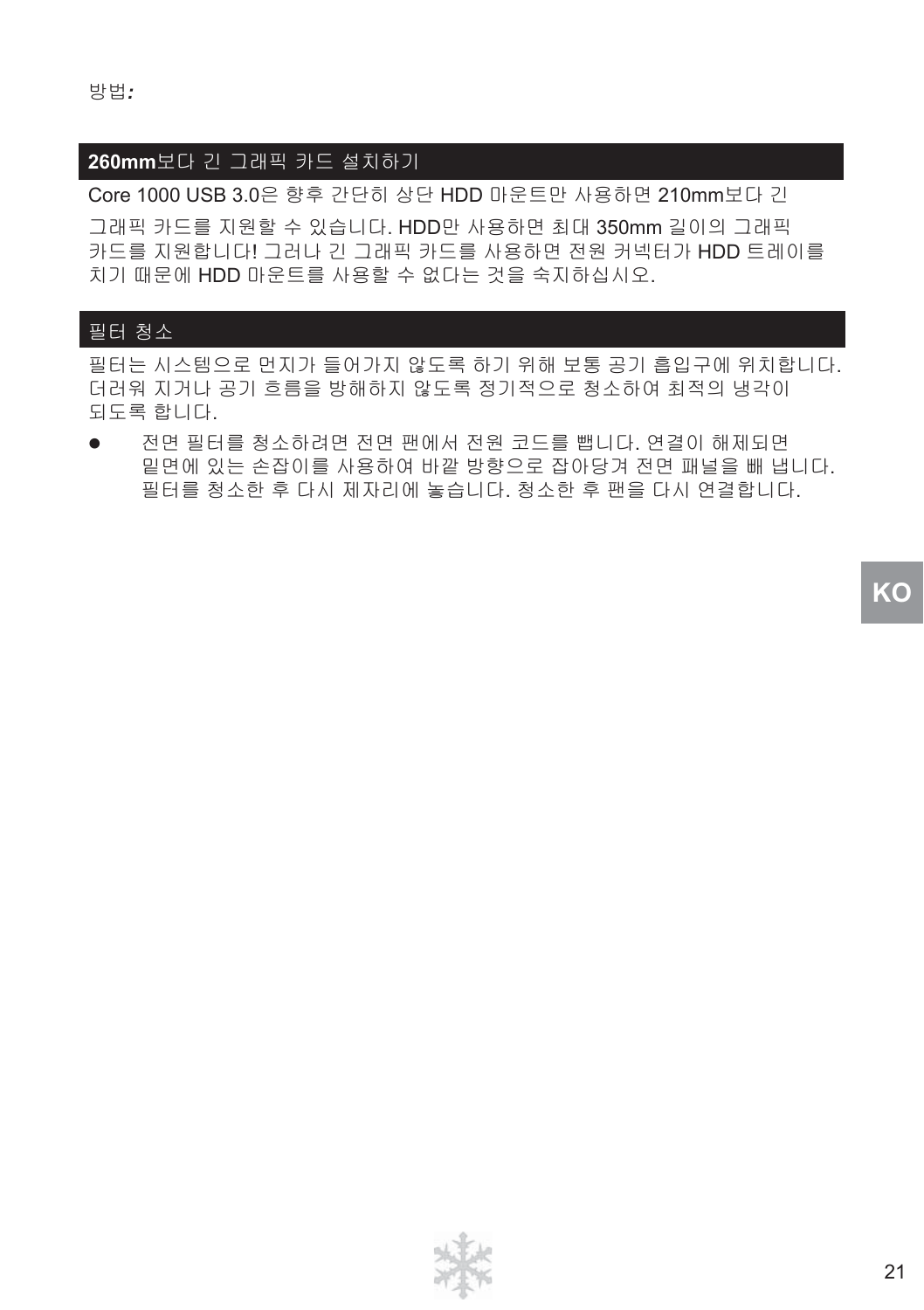방법:

## 260mm보다 긴 그래픽 카드 설치하기

Core 1000 USB 3.0은 향후 간단히 상단 HDD 마운트만 사용하면 210mm보다 긴 그래픽 카드를 지원할 수 있습니다. HDD만 사용하면 최대 350mm 길이의 그래픽 카드를 지원합니다! 그러나 긴 그래픽 카드를 사용하면 전원 커넥터가 HDD 트레이를 치기 때문에 HDD 마운트를 사용할 수 없다는 것을 숙지하십시오.

## 필터 청소

필터는 시스템으로 먼지가 들어가지 않도록 하기 위해 보통 공기 흡입구에 위치합니다. 더러워 지거나 공기 흐름을 방해하지 않도록 정기적으로 청소하여 최적의 냉각이 되도록 합니다.

- 전면 필터를 청소하려면 전면 팬에서 전원 코드를 뺍니다. 연결이 해제되면 밑면에 있는 손잡이를 사용하여 바깥 방향으로 잡아당겨 전면 패널을 빼 냅니다. 필터를 청소한 후 다시 제자리에 놓습니다. 청소한 후 팬을 다시 연결합니다.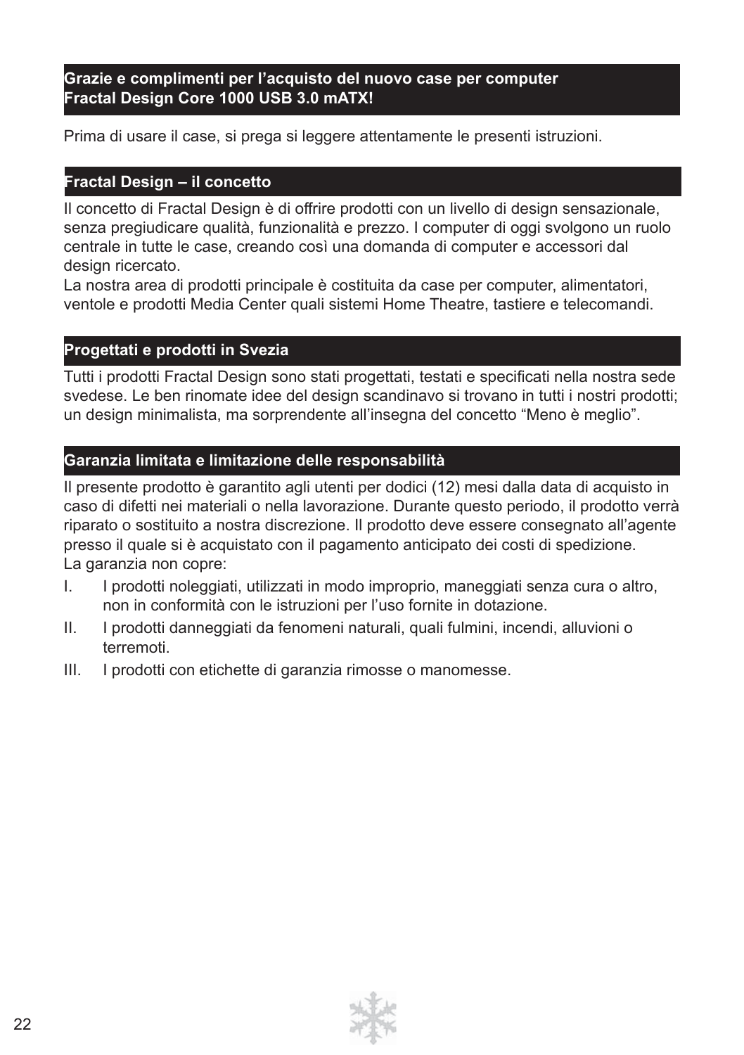## Grazie e complimenti per l’acquisto del nuovo case per computer Fractal Design Core 1000 USB 3.0 mATX!

Prima di usare il case, si prega si leggere attentamente le presenti istruzioni.

## Fractal Design – il concetto

Il concetto di Fractal Design è di offrire prodotti con un livello di design sensazionale, senza pregiudicare qualità, funzionalità e prezzo. I computer di oggi svolgono un ruolo centrale in tutte le case, creando così una domanda di computer e accessori dal design ricercato.
La nostra area di prodotti principale è costituita da case per computer, alimentatori, ventole e prodotti Media Center quali sistemi Home Theatre, tastiere e telecomandi.

## Progettati e prodotti in Svezia

Tutti i prodotti Fractal Design sono stati progettati, testati e specificati nella nostra sede svedese. Le ben rinomate idee del design scandinavo si trovano in tutti i nostri prodotti; un design minimalista, ma sorprendente all’insegna del concetto “Meno è meglio”.

## Garanzia limitata e limitazione delle responsabilità

Il presente prodotto è garantito agli utenti per dodici (12) mesi dalla data di acquisto in caso di difetti nei materiali o nella lavorazione. Durante questo periodo, il prodotto verrà riparato o sostituito a nostra discrezione. Il prodotto deve essere consegnato all’agente presso il quale si è acquistato con il pagamento anticipato dei costi di spedizione.
La garanzia non copre:

I. I prodotti noleggiati, utilizzati in modo improprio, maneggiati senza cura o altro, non in conformità con le istruzioni per l’uso fornite in dotazione.

II. I prodotti danneggiati da fenomeni naturali, quali fulmini, incendi, alluvioni o terremoti.

III. I prodotti con etichette di garanzia rimosse o manomesse.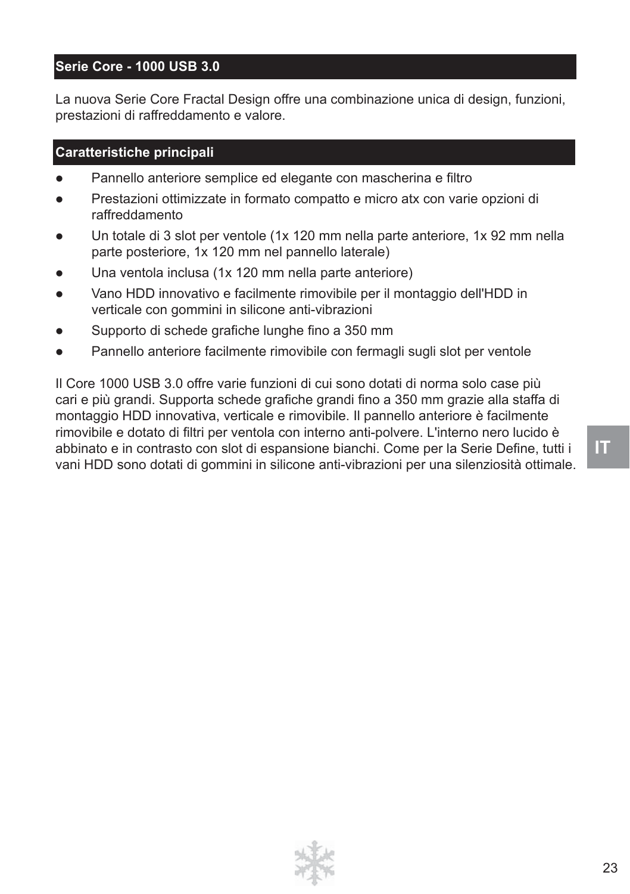## Serie Core - 1000 USB 3.0

La nuova Serie Core Fractal Design offre una combinazione unica di design, funzioni, prestazioni di raffreddamento e valore.

## Caratteristiche principali

- Pannello anteriore semplice ed elegante con mascherina e filtro
- Prestazioni ottimizzate in formato compatto e micro atx con varie opzioni di raffreddamento
- Un totale di 3 slot per ventole (1x 120 mm nella parte anteriore, 1x 92 mm nella parte posteriore, 1x 120 mm nel pannello laterale)
- Una ventola inclusa (1x 120 mm nella parte anteriore)
- Vano HDD innovativo e facilmente rimovibile per il montaggio dell'HDD in verticale con gommini in silicone anti-vibrazioni
- Supporto di schede grafiche lunghe fino a 350 mm
- Pannello anteriore facilmente rimovibile con fermagli sugli slot per ventole

Il Core 1000 USB 3.0 offre varie funzioni di cui sono dotati di norma solo case più cari e più grandi. Supporta schede grafiche grandi fino a 350 mm grazie alla staffa di montaggio HDD innovativa, verticale e rimovibile. Il pannello anteriore è facilmente rimovibile e dotato di filtri per ventola con interno anti-polvere. L'interno nero lucido è abbinato e in contrasto con slot di espansione bianchi. Come per la Serie Define, tutti i vani HDD sono dotati di gommini in silicone anti-vibrazioni per una silenziosità ottimale.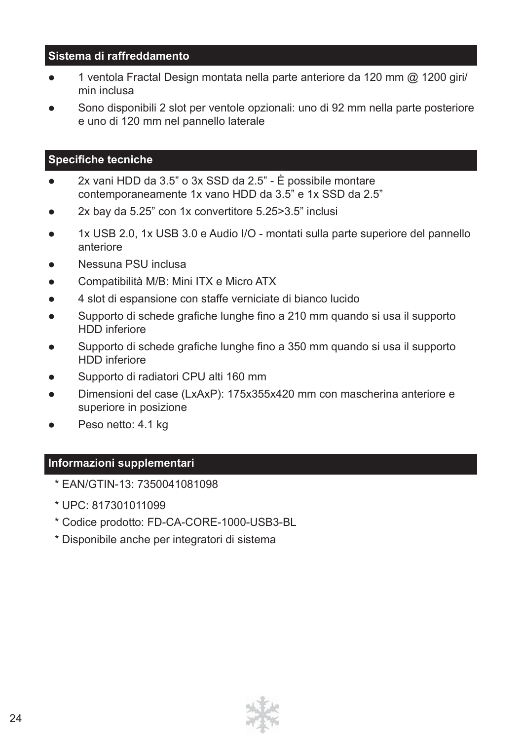## Sistema di raffreddamento

- 1 ventola Fractal Design montata nella parte anteriore da 120 mm @ 1200 giri/min inclusa
- Sono disponibili 2 slot per ventole opzionali: uno di 92 mm nella parte posteriore e uno di 120 mm nel pannello laterale

## Specifiche tecniche

- 2x vani HDD da 3.5” o 3x SSD da 2.5” - È possibile montare contemporaneamente 1x vano HDD da 3.5” e 1x SSD da 2.5”
- 2x bay da 5.25” con 1x convertitore 5.25>3.5” inclusi
- 1x USB 2.0, 1x USB 3.0 e Audio I/O - montati sulla parte superiore del pannello anteriore
- Nessuna PSU inclusa
- Compatibilità M/B: Mini ITX e Micro ATX
- 4 slot di espansione con staffe verniciate di bianco lucido
- Supporto di schede grafiche lunghe fino a 210 mm quando si usa il supporto HDD inferiore
- Supporto di schede grafiche lunghe fino a 350 mm quando si usa il supporto HDD inferiore
- Supporto di radiatori CPU alti 160 mm
- Dimensioni del case (LxAxP): 175x355x420 mm con mascherina anteriore e superiore in posizione
- Peso netto: 4.1 kg

## Informazioni supplementari

* EAN/GTIN-13: 7350041081098
* UPC: 817301011099
* Codice prodotto: FD-CA-CORE-1000-USB3-BL
* Disponibile anche per integratori di sistema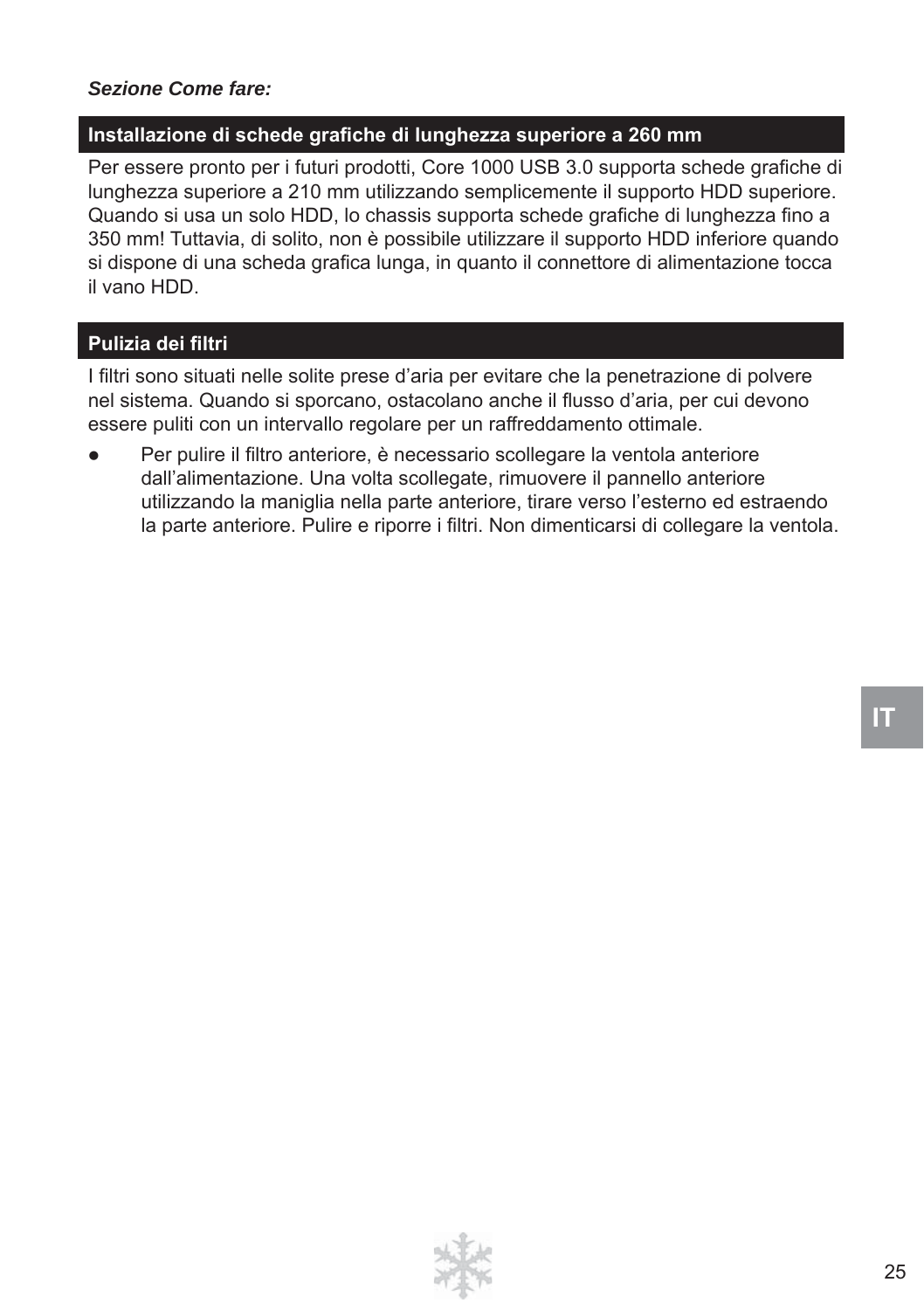***Sezione Come fare:***

## Installazione di schede grafiche di lunghezza superiore a 260 mm

Per essere pronto per i futuri prodotti, Core 1000 USB 3.0 supporta schede grafiche di lunghezza superiore a 210 mm utilizzando semplicemente il supporto HDD superiore. Quando si usa un solo HDD, lo chassis supporta schede grafiche di lunghezza fino a 350 mm! Tuttavia, di solito, non è possibile utilizzare il supporto HDD inferiore quando si dispone di una scheda grafica lunga, in quanto il connettore di alimentazione tocca il vano HDD.

## Pulizia dei filtri

I filtri sono situati nelle solite prese d'aria per evitare che la penetrazione di polvere nel sistema. Quando si sporcano, ostacolano anche il flusso d'aria, per cui devono essere puliti con un intervallo regolare per un raffreddamento ottimale.

- Per pulire il filtro anteriore, è necessario scollegare la ventola anteriore dall'alimentazione. Una volta scollegate, rimuovere il pannello anteriore utilizzando la maniglia nella parte anteriore, tirare verso l'esterno ed estraendo la parte anteriore. Pulire e riporre i filtri. Non dimenticarsi di collegare la ventola.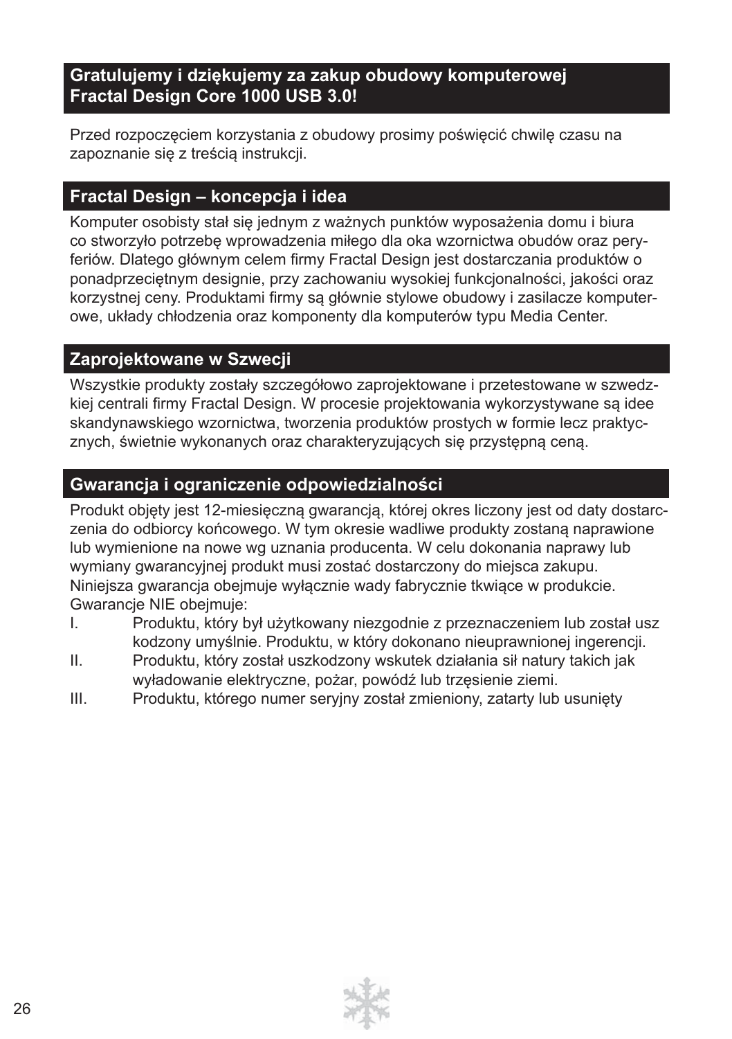## Gratulujemy i dziękujemy za zakup obudowy komputerowej Fractal Design Core 1000 USB 3.0!

Przed rozpoczęciem korzystania z obudowy prosimy poświęcić chwilę czasu na zapoznanie się z treścią instrukcji.

## Fractal Design – koncepcja i idea

Komputer osobisty stał się jednym z ważnych punktów wyposażenia domu i biura co stworzyło potrzebę wprowadzenia miłego dla oka wzornictwa obudów oraz peryferiów. Dlatego głównym celem firmy Fractal Design jest dostarczania produktów o ponadprzeciętnym designie, przy zachowaniu wysokiej funkcjonalności, jakości oraz korzystnej ceny. Produktami firmy są głównie stylowe obudowy i zasilacze komputerowe, układy chłodzenia oraz komponenty dla komputerów typu Media Center.

## Zaprojektowane w Szwecji

Wszystkie produkty zostały szczegółowo zaprojektowane i przetestowane w szwedzkiej centrali firmy Fractal Design. W procesie projektowania wykorzystywane są idee skandynawskiego wzornictwa, tworzenia produktów prostych w formie lecz praktycznych, świetnie wykonanych oraz charakteryzujących się przystępną ceną.

## Gwarancja i ograniczenie odpowiedzialności

Produkt objęty jest 12-miesięczną gwarancją, której okres liczony jest od daty dostarczenia do odbiorcy końcowego. W tym okresie wadliwe produkty zostaną naprawione lub wymienione na nowe wg uznania producenta. W celu dokonania naprawy lub wymiany gwarancyjnej produkt musi zostać dostarczony do miejsca zakupu. Niniejsza gwarancja obejmuje wyłącznie wady fabrycznie tkwiące w produkcie. Gwarancje NIE obejmuje:

I. Produktu, który był użytkowany niezgodnie z przeznaczeniem lub został uszkodzony umyślnie. Produktu, w który dokonano nieuprawnionej ingerencji.

II. Produktu, który został uszkodzony wskutek działania sił natury takich jak wyładowanie elektryczne, pożar, powódź lub trzęsienie ziemi.

III. Produktu, którego numer seryjny został zmieniony, zatarty lub usunięty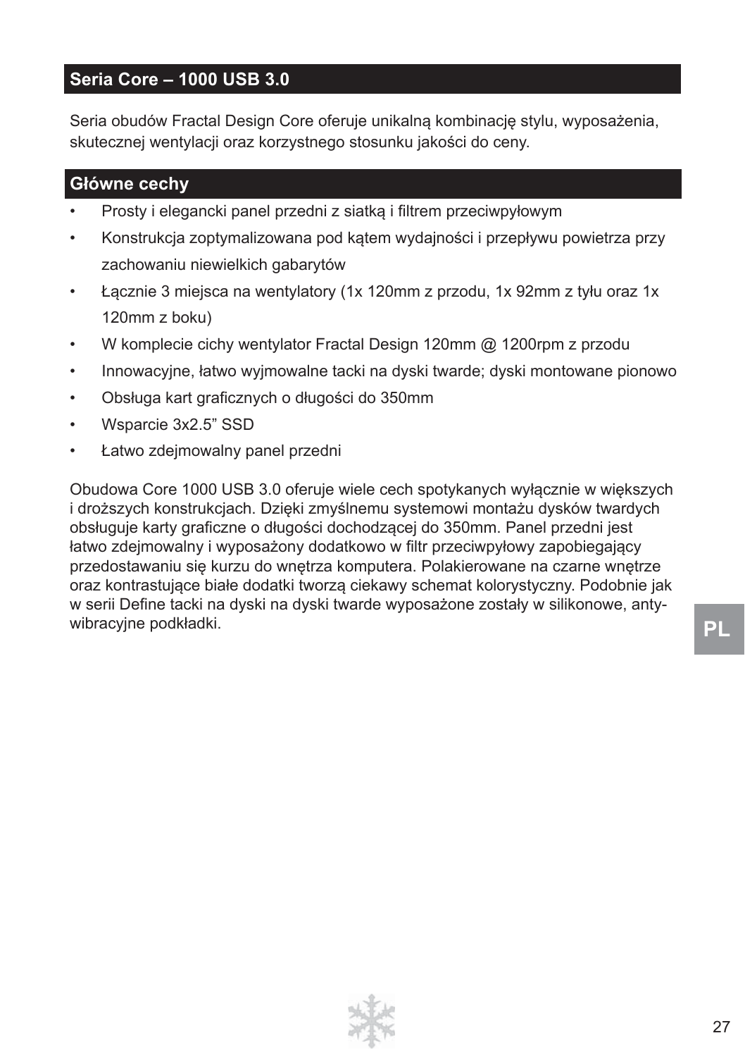## Seria Core – 1000 USB 3.0

Seria obudów Fractal Design Core oferuje unikalną kombinację stylu, wyposażenia, skutecznej wentylacji oraz korzystnego stosunku jakości do ceny.

## Główne cechy

- Prosty i elegancki panel przedni z siatką i filtrem przeciwpyłowym
- Konstrukcja zoptymalizowana pod kątem wydajności i przepływu powietrza przy zachowaniu niewielkich gabarytów
- Łącznie 3 miejsca na wentylatory (1x 120mm z przodu, 1x 92mm z tyłu oraz 1x 120mm z boku)
- W komplecie cichy wentylator Fractal Design 120mm @ 1200rpm z przodu
- Innowacyjne, łatwo wyjmowalne tacki na dyski twarde; dyski montowane pionowo
- Obsługa kart graficznych o długości do 350mm
- Wsparcie 3x2.5” SSD
- Łatwo zdejmowalny panel przedni

Obudowa Core 1000 USB 3.0 oferuje wiele cech spotykanych wyłącznie w większych i droższych konstrukcjach. Dzięki zmyślnemu systemowi montażu dysków twardych obsługuje karty graficzne o długości dochodzącej do 350mm. Panel przedni jest łatwo zdejmowalny i wyposażony dodatkowo w filtr przeciwpyłowy zapobiegający przedostawaniu się kurzu do wnętrza komputera. Polakierowane na czarne wnętrze oraz kontrastujące białe dodatki tworzą ciekawy schemat kolorystyczny. Podobnie jak w serii Define tacki na dyski na dyski twarde wyposażone zostały w silikonowe, anty-wibracyjne podkładki.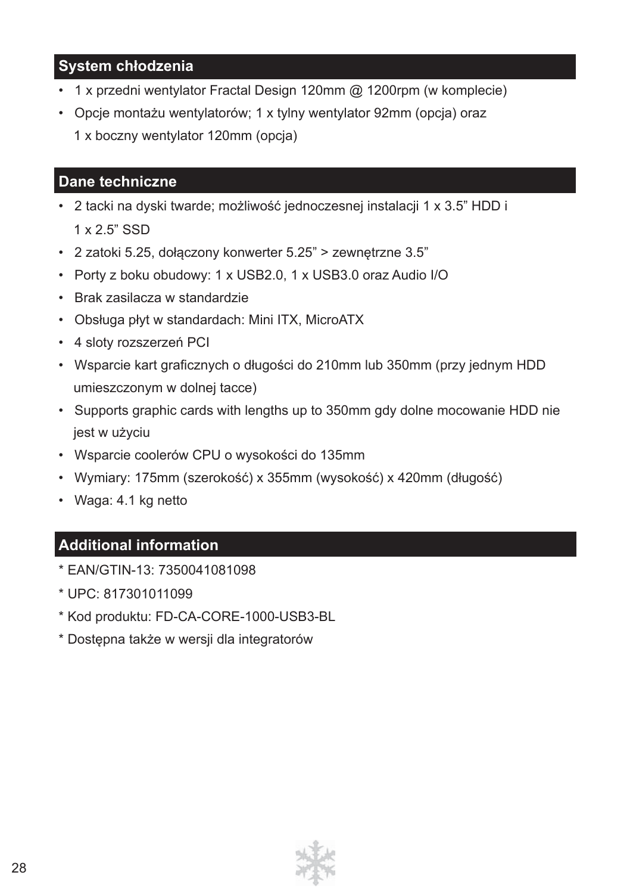## System chłodzenia

- 1 x przedni wentylator Fractal Design 120mm @ 1200rpm (w komplecie)
- Opcje montażu wentylatorów; 1 x tylny wentylator 92mm (opcja) oraz 1 x boczny wentylator 120mm (opcja)

## Dane techniczne

- 2 tacki na dyski twarde; możliwość jednoczesnej instalacji 1 x 3.5" HDD i 1 x 2.5" SSD
- 2 zatoki 5.25, dołączony konwerter 5.25" > zewnętrzne 3.5"
- Porty z boku obudowy: 1 x USB2.0, 1 x USB3.0 oraz Audio I/O
- Brak zasilacza w standardzie
- Obsługa płyt w standardach: Mini ITX, MicroATX
- 4 sloty rozszerzeń PCI
- Wsparcie kart graficznych o długości do 210mm lub 350mm (przy jednym HDD umieszczonym w dolnej tacce)
- Supports graphic cards with lengths up to 350mm gdy dolne mocowanie HDD nie jest w użyciu
- Wsparcie coolerów CPU o wysokości do 135mm
- Wymiary: 175mm (szerokość) x 355mm (wysokość) x 420mm (długość)
- Waga: 4.1 kg netto

## Additional information

* EAN/GTIN-13: 7350041081098
* UPC: 817301011099
* Kod produktu: FD-CA-CORE-1000-USB3-BL
* Dostępna także w wersji dla integratorów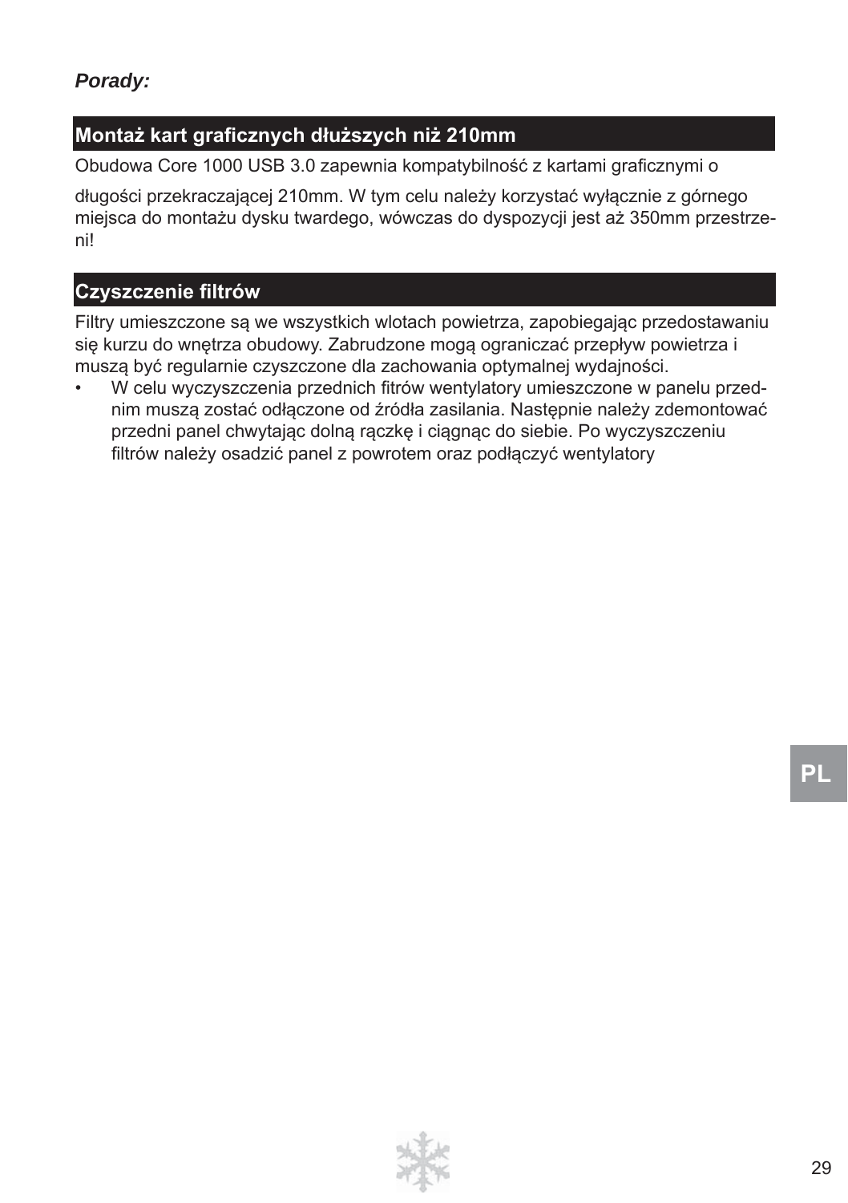***Porady:***

## Montaż kart graficznych dłuższych niż 210mm

Obudowa Core 1000 USB 3.0 zapewnia kompatybilność z kartami graficznymi o

długości przekraczającej 210mm. W tym celu należy korzystać wyłącznie z górnego miejsca do montażu dysku twardego, wówczas do dyspozycji jest aż 350mm przestrzeni!

## Czyszczenie filtrów

Filtry umieszczone są we wszystkich wlotach powietrza, zapobiegając przedostawaniu się kurzu do wnętrza obudowy. Zabrudzone mogą ograniczać przepływ powietrza i muszą być regularnie czyszczone dla zachowania optymalnej wydajności.

- W celu wyczyszczenia przednich fitrów wentylatory umieszczone w panelu przednim muszą zostać odłączone od źródła zasilania. Następnie należy zdemontować przedni panel chwytając dolną rączkę i ciągnąc do siebie. Po wyczyszczeniu filtrów należy osadzić panel z powrotem oraz podłączyć wentylatory

PL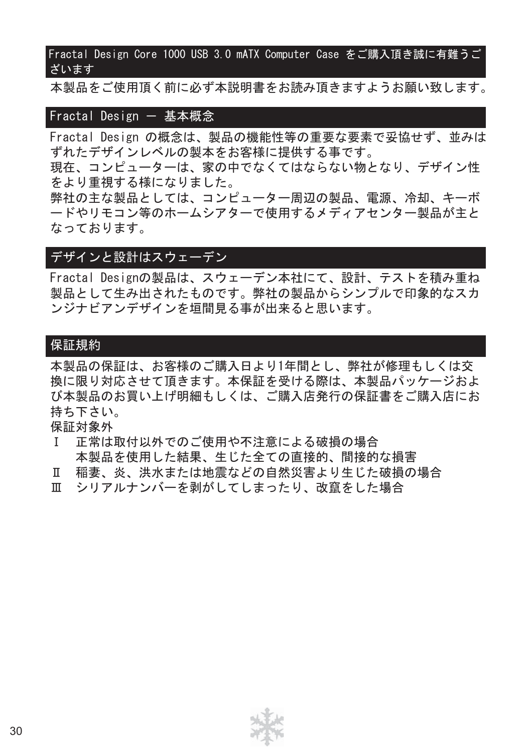## Fractal Design Core 1000 USB 3.0 mATX Computer Case をご購入頂き誠に有難うございます

本製品をご使用頂く前に必ず本説明書をお読み頂きますようお願い致します。

## Fractal Design ー 基本概念

Fractal Design の概念は、製品の機能性等の重要な要素で妥協せず、並みはずれたデザインレベルの製本をお客様に提供する事です。
現在、コンピューターは、家の中でなくてはならない物となり、デザイン性をより重視する様になりました。
弊社の主な製品としては、コンピューター周辺の製品、電源、冷却、キーボードやリモコン等のホームシアターで使用するメディアセンター製品が主となっております。

## デザインと設計はスウェーデン

Fractal Designの製品は、スウェーデン本社にて、設計、テストを積み重ね製品として生み出されたものです。弊社の製品からシンプルで印象的なスカンジナビアンデザインを垣間見る事が出来ると思います。

## 保証規約

本製品の保証は、お客様のご購入日より1年間とし、弊社が修理もしくは交換に限り対応させて頂きます。本保証を受ける際は、本製品パッケージおよび本製品のお買い上げ明細もしくは、ご購入店発行の保証書をご購入店にお持ち下さい。
保証対象外

Ⅰ　正常は取付以外でのご使用や不注意による破損の場合
　　本製品を使用した結果、生じた全ての直接的、間接的な損害
Ⅱ　稲妻、炎、洪水または地震などの自然災害より生じた破損の場合
Ⅲ　シリアルナンバーを剥がしてしまったり、改竄をした場合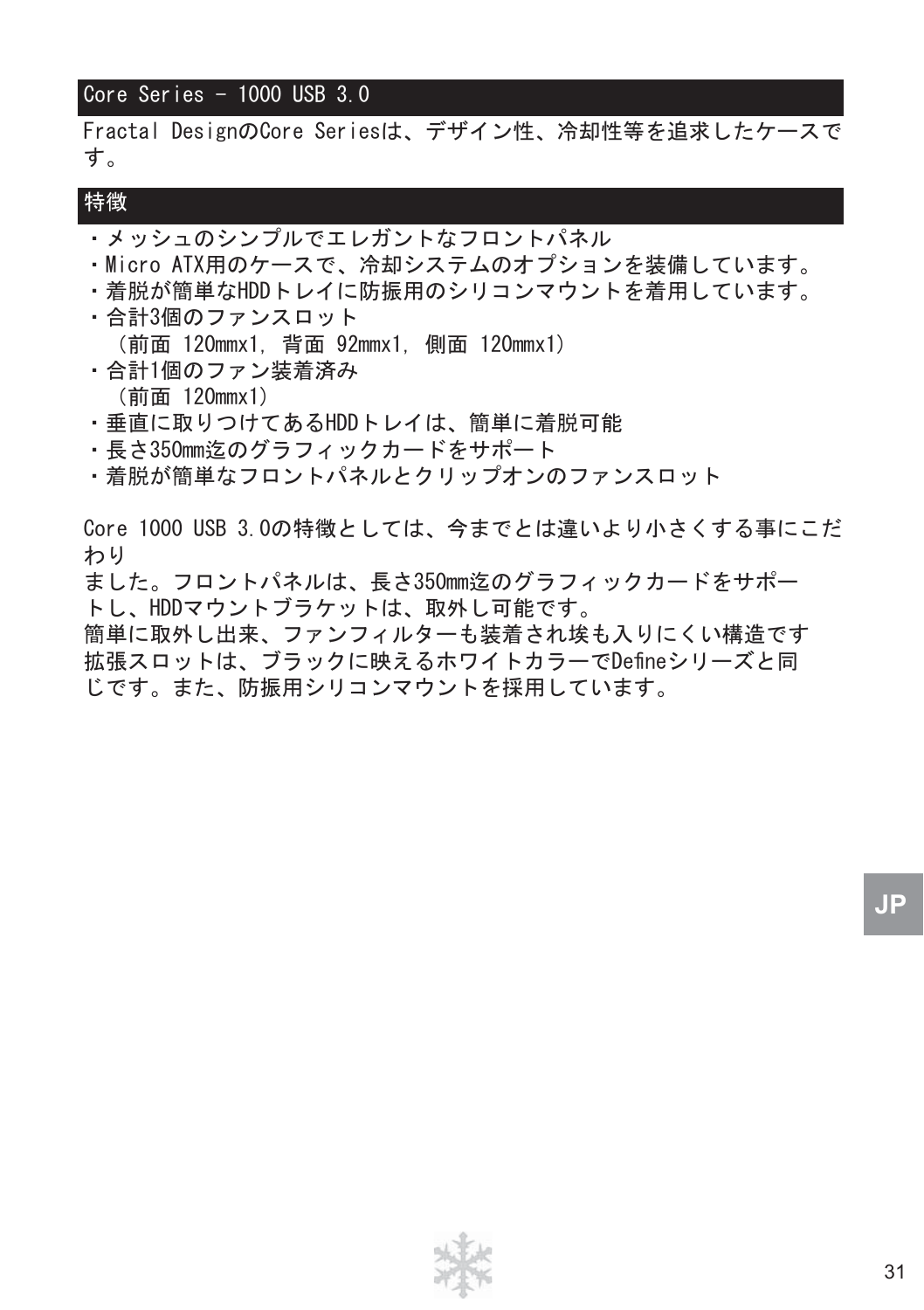## Core Series - 1000 USB 3.0

Fractal DesignのCore Seriesは、デザイン性、冷却性等を追求したケースです。

## 特徴

- メッシュのシンプルでエレガントなフロントパネル
- Micro ATX用のケースで、冷却システムのオプションを装備しています。
- 着脱が簡単なHDDトレイに防振用のシリコンマウントを着用しています。
- 合計3個のファンスロット
  （前面 120mmx1, 背面 92mmx1, 側面 120mmx1）
- 合計1個のファン装着済み
  （前面 120mmx1）
- 垂直に取りつけてあるHDDトレイは、簡単に着脱可能
- 長さ350mm迄のグラフィックカードをサポート
- 着脱が簡単なフロントパネルとクリップオンのファンスロット

Core 1000 USB 3.0の特徴としては、今までとは違いより小さくする事にこだわり
ました。フロントパネルは、長さ350mm迄のグラフィックカードをサポートし、HDDマウントブラケットは、取外し可能です。
簡単に取外し出来、ファンフィルターも装着され埃も入りにくい構造です
拡張スロットは、ブラックに映えるホワイトカラーでDefineシリーズと同じです。また、防振用シリコンマウントを採用しています。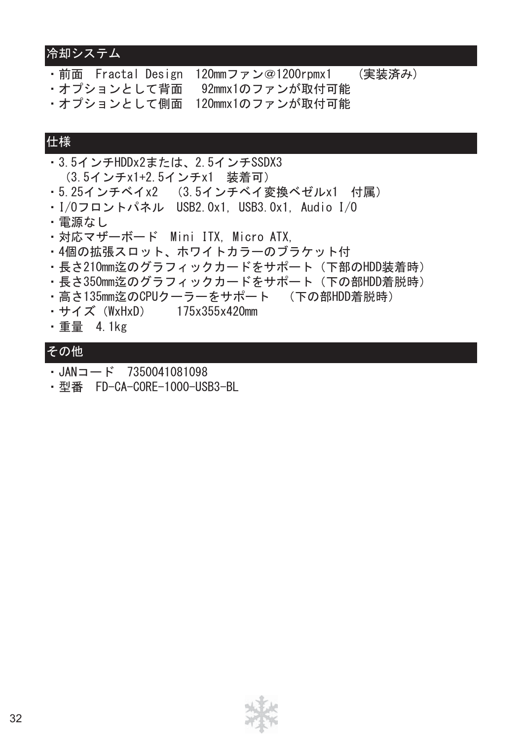## 冷却システム

・前面　Fractal Design　120mmファン@1200rpmx1　　（実装済み）
・オプションとして背面　　92mmx1のファンが取付可能
・オプションとして側面　120mmx1のファンが取付可能

## 仕様

・3.5インチHDDx2または、2.5インチSSDX3
　（3.5インチx1+2.5インチx1　装着可）
・5.25インチベイx2　（3.5インチベイ変換ベゼルx1　付属）
・I/Oフロントパネル　USB2.0x1, USB3.0x1, Audio I/O
・電源なし
・対応マザーボード　Mini ITX, Micro ATX,
・4個の拡張スロット、ホワイトカラーのブラケット付
・長さ210mm迄のグラフィックカードをサポート（下部のHDD装着時）
・長さ350mm迄のグラフィックカードをサポート（下の部HDD着脱時）
・高さ135mm迄のCPUクーラーをサポート　（下の部HDD着脱時）
・サイズ（WxHxD）　　175x355x420mm
・重量　4.1kg

## その他

・JANコード　7350041081098
・型番　FD-CA-CORE-1000-USB3-BL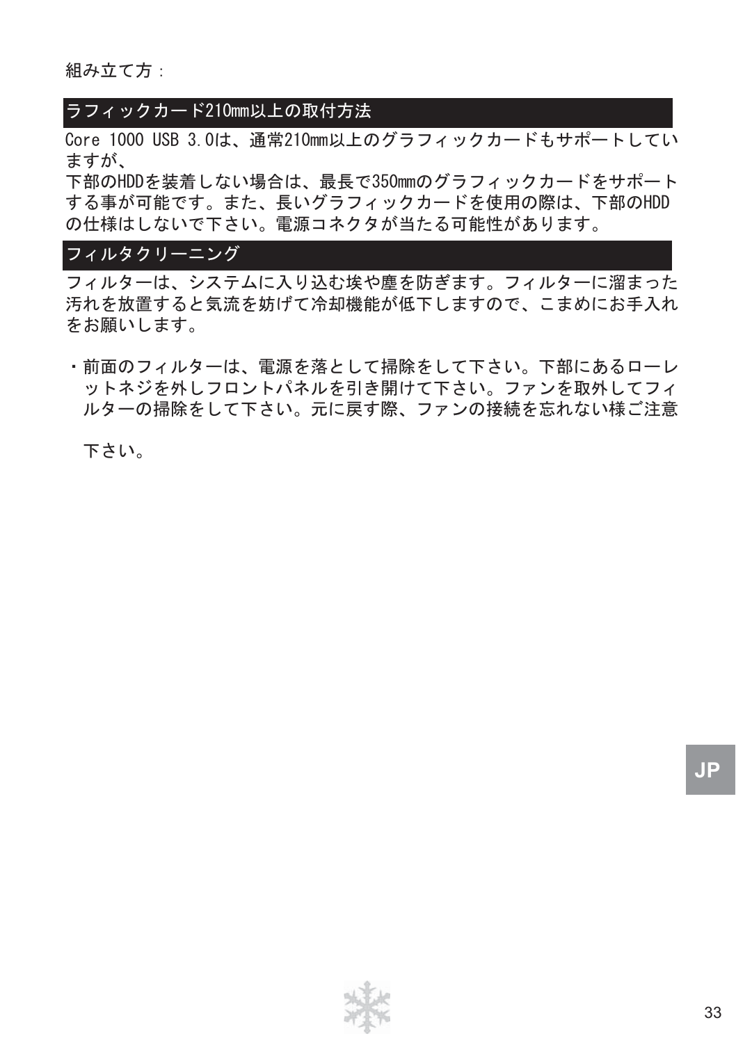組み立て方：

## ラフィックカード210mm以上の取付方法

Core 1000 USB 3.0は、通常210mm以上のグラフィックカードもサポートしていますが、
下部のHDDを装着しない場合は、最長で350mmのグラフィックカードをサポートする事が可能です。また、長いグラフィックカードを使用の際は、下部のHDDの仕様はしないで下さい。電源コネクタが当たる可能性があります。

## フィルタクリーニング

フィルターは、システムに入り込む埃や塵を防ぎます。フィルターに溜まった汚れを放置すると気流を妨げて冷却機能が低下しますので、こまめにお手入れをお願いします。

・前面のフィルターは、電源を落として掃除をして下さい。下部にあるローレットネジを外しフロントパネルを引き開けて下さい。ファンを取外してフィルターの掃除をして下さい。元に戻す際、ファンの接続を忘れない様ご注意

下さい。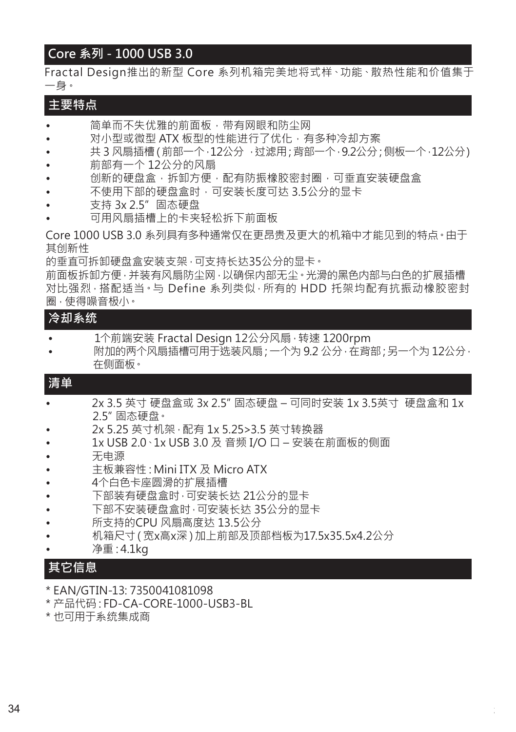## Core 系列 - 1000 USB 3.0

Fractal Design推出的新型 Core 系列机箱完美地将式样、功能、散热性能和价值集于一身。

## 主要特点

- 简单而不失优雅的前面板，带有网眼和防尘网
- 对小型或微型 ATX 板型的性能进行了优化，有多种冷却方案
- 共 3 风扇插槽 ( 前部一个，12公分 ，过滤用；背部一个，9.2公分；侧板一个，12公分 )
- 前部有一个 12公分的风扇
- 创新的硬盘盒，拆卸方便，配有防振橡胶密封圈，可垂直安装硬盘盒
- 不使用下部的硬盘盒时，可安装长度可达 3.5公分的显卡
- 支持 3x 2.5" 固态硬盘
- 可用风扇插槽上的卡夹轻松拆下前面板

Core 1000 USB 3.0 系列具有多种通常仅在更昂贵及更大的机箱中才能见到的特点。由于其创新性
的垂直可拆卸硬盘盒安装支架，可支持长达35公分的显卡。
前面板拆卸方便，并装有风扇防尘网，以确保内部无尘。光滑的黑色内部与白色的扩展插槽对比强烈，搭配适当。与 Define 系列类似，所有的 HDD 托架均配有抗振动橡胶密封圈，使得噪音极小。

## 冷却系统

- 1个前端安装 Fractal Design 12公分风扇，转速 1200rpm
- 附加的两个风扇插槽可用于选装风扇；一个为 9.2 公分，在背部；另一个为 12公分，在侧面板。

## 清单

- 2x 3.5 英寸 硬盘盒或 3x 2.5" 固态硬盘 – 可同时安装 1x 3.5英寸 硬盘盒和 1x 2.5" 固态硬盘。
- 2x 5.25 英寸机架，配有 1x 5.25>3.5 英寸转换器
- 1x USB 2.0、1x USB 3.0 及 音频 I/O 口 – 安装在前面板的侧面
- 无电源
- 主板兼容性：Mini ITX 及 Micro ATX
- 4个白色卡座圆滑的扩展插槽
- 下部装有硬盘盒时，可安装长达 21公分的显卡
- 下部不安装硬盘盒时，可安装长达 35公分的显卡
- 所支持的CPU 风扇高度达 13.5公分
- 机箱尺寸 ( 宽x高x深 ) 加上前部及顶部档板为17.5x35.5x4.2公分
- 净重：4.1kg

## 其它信息

* EAN/GTIN-13: 7350041081098
* 产品代码：FD-CA-CORE-1000-USB3-BL
* 也可用于系统集成商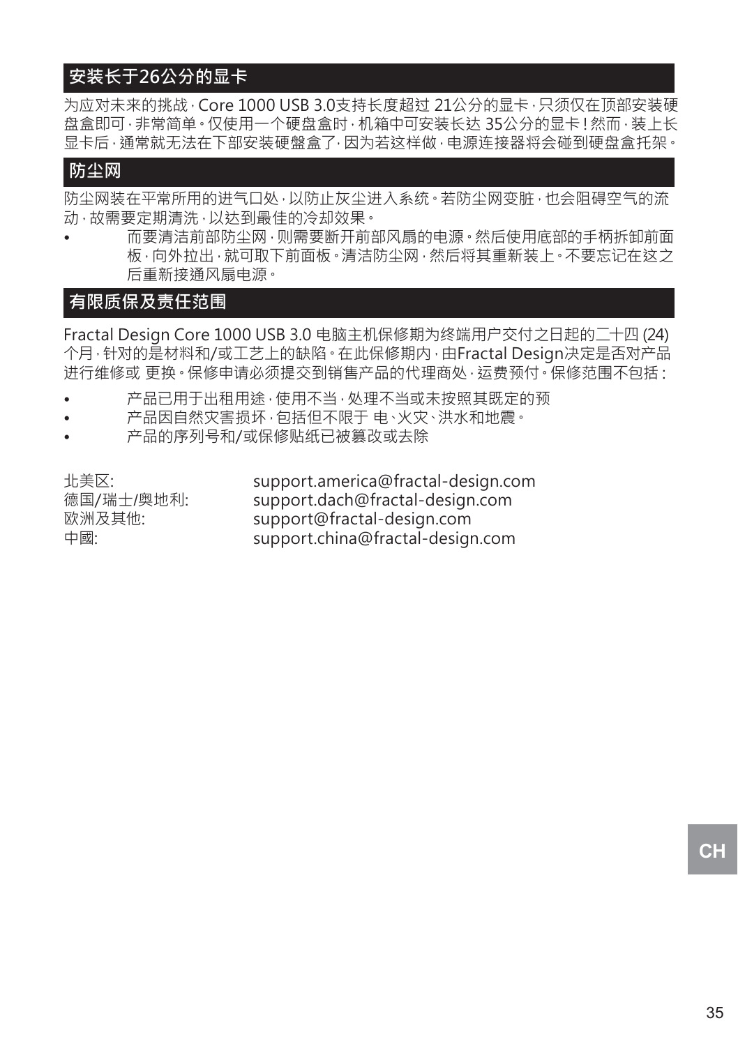## 安装长于26公分的显卡

为应对未来的挑战，Core 1000 USB 3.0支持长度超过 21公分的显卡，只须仅在顶部安装硬盘盒即可，非常简单。仅使用一个硬盘盒时，机箱中可安装长达 35公分的显卡！然而，装上长显卡后，通常就无法在下部安装硬盤盒了，因为若这样做，电源连接器将会碰到硬盘盒托架。

## 防尘网

防尘网装在平常所用的进气口处，以防止灰尘进入系统。若防尘网变脏，也会阻碍空气的流动，故需要定期清洗，以达到最佳的冷却效果。

- 而要清洁前部防尘网，则需要断开前部风扇的电源。然后使用底部的手柄拆卸前面板，向外拉出，就可取下前面板。清洁防尘网，然后将其重新装上。不要忘记在这之后重新接通风扇电源。

## 有限质保及责任范围

Fractal Design Core 1000 USB 3.0 电脑主机保修期为终端用户交付之日起的二十四 (24) 个月，针对的是材料和/或工艺上的缺陷。在此保修期内，由Fractal Design决定是否对产品进行维修或 更换。保修申请必须提交到销售产品的代理商处，运费预付。保修范围不包括：

- 产品已用于出租用途，使用不当，处理不当或未按照其既定的预
- 产品因自然灾害损坏，包括但不限于 电、火灾、洪水和地震。
- 产品的序列号和/或保修贴纸已被篡改或去除

| | |
|---|---|
| 北美区: | support.america@fractal-design.com |
| 德国/瑞士/奥地利: | support.dach@fractal-design.com |
| 欧洲及其他: | support@fractal-design.com |
| 中國: | support.china@fractal-design.com |

CH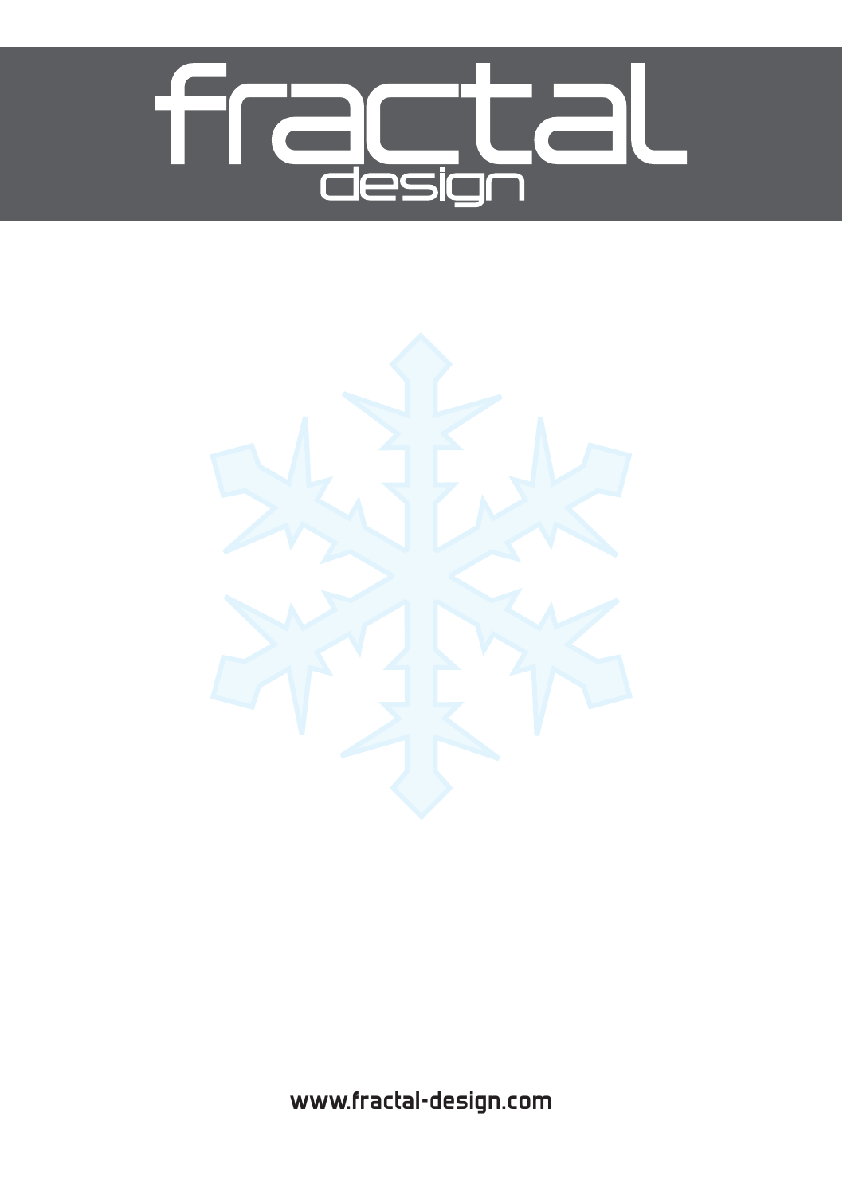fractal design

www.fractal-design.com